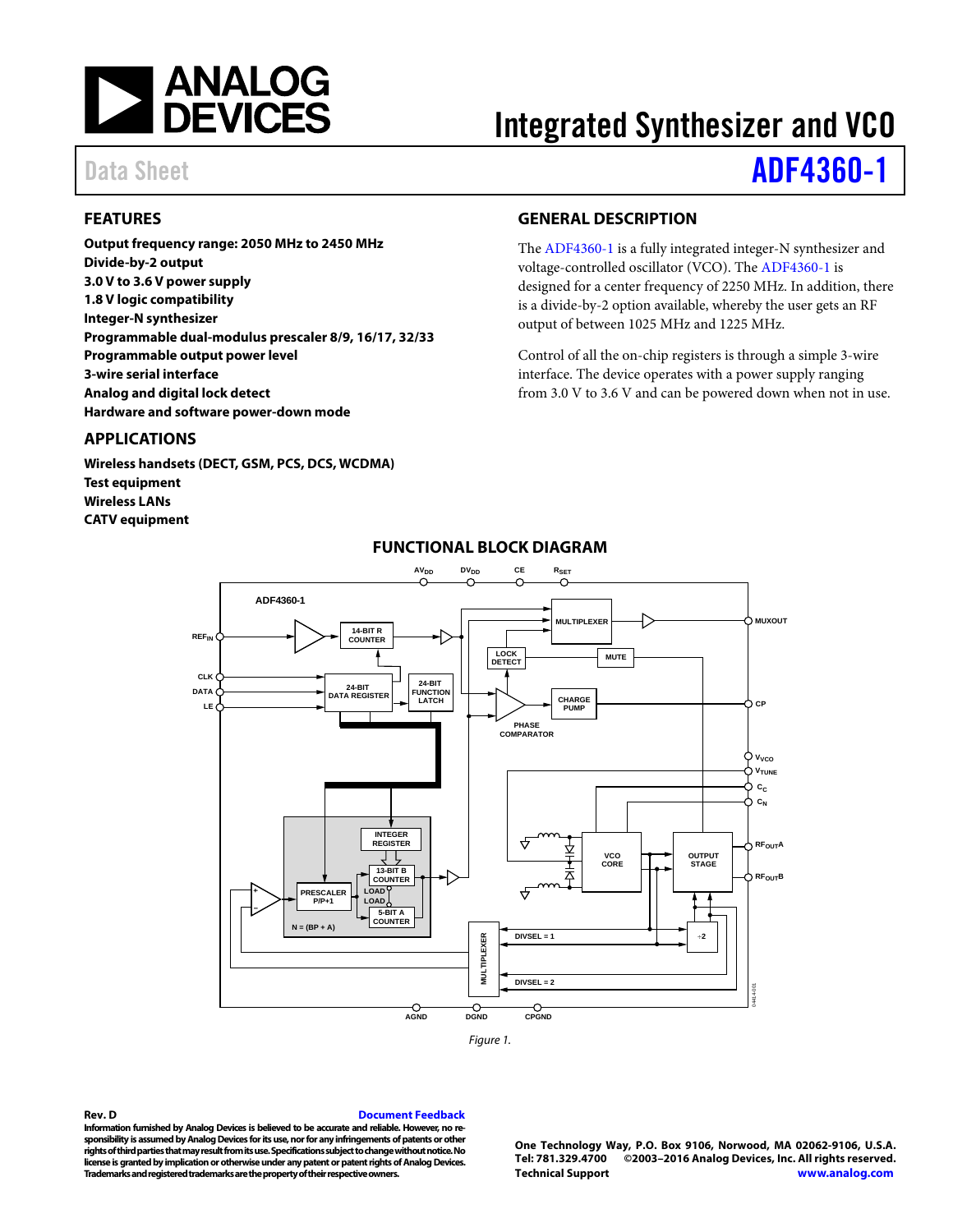# Integrated Synthesizer and VCO

Data Sheet **ADF4360-1**

## FEATURES

**Output frequency range: 2050 MHz to 2450 MHz**
**Divide-by-2 output**
**3.0 V to 3.6 V power supply**
**1.8 V logic compatibility**
**Integer-N synthesizer**
**Programmable dual-modulus prescaler 8/9, 16/17, 32/33**
**Programmable output power level**
**3-wire serial interface**
**Analog and digital lock detect**
**Hardware and software power-down mode**

## APPLICATIONS

**Wireless handsets (DECT, GSM, PCS, DCS, WCDMA)**
**Test equipment**
**Wireless LANs**
**CATV equipment**

## GENERAL DESCRIPTION

The ADF4360-1 is a fully integrated integer-N synthesizer and voltage-controlled oscillator (VCO). The ADF4360-1 is designed for a center frequency of 2250 MHz. In addition, there is a divide-by-2 option available, whereby the user gets an RF output of between 1025 MHz and 1225 MHz.

Control of all the on-chip registers is through a simple 3-wire interface. The device operates with a power supply ranging from 3.0 V to 3.6 V and can be powered down when not in use.

## FUNCTIONAL BLOCK DIAGRAM

Figure 1.

**Rev. D** **Document Feedback**
**Information furnished by Analog Devices is believed to be accurate and reliable. However, no responsibility is assumed by Analog Devices for its use, nor for any infringements of patents or other rights of third parties that may result from its use. Specifications subject to change without notice. No license is granted by implication or otherwise under any patent or patent rights of Analog Devices. Trademarks and registered trademarks are the property of their respective owners.**

**One Technology Way, P.O. Box 9106, Norwood, MA 02062-9106, U.S.A.**
**Tel: 781.329.4700 ©2003–2016 Analog Devices, Inc. All rights reserved.**
**Technical Support www.analog.com**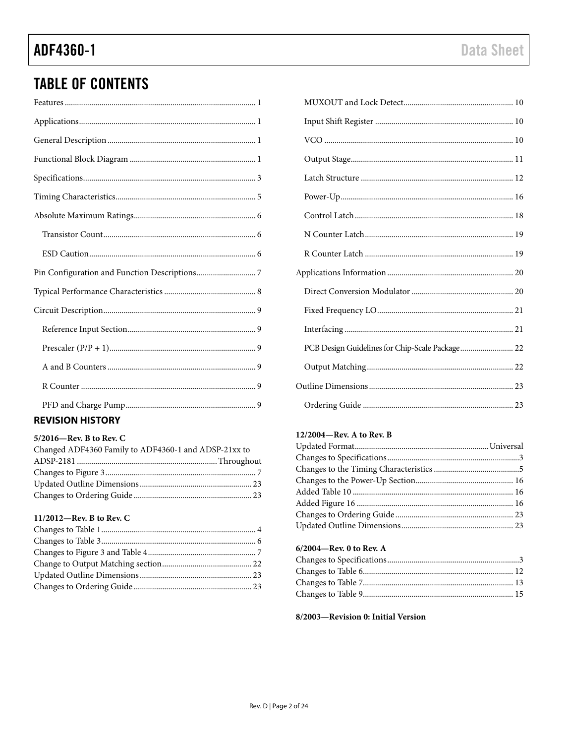## TABLE OF CONTENTS

Features ... 1
Applications ... 1
General Description ... 1
Functional Block Diagram ... 1
Specifications ... 3
Timing Characteristics ... 5
Absolute Maximum Ratings ... 6
- Transistor Count ... 6
- ESD Caution ... 6

Pin Configuration and Function Descriptions ... 7
Typical Performance Characteristics ... 8
Circuit Description ... 9
- Reference Input Section ... 9
- Prescaler (P/P + 1) ... 9
- A and B Counters ... 9
- R Counter ... 9
- PFD and Charge Pump ... 9
- MUXOUT and Lock Detect ... 10
- Input Shift Register ... 10
- VCO ... 10
- Output Stage ... 11
- Latch Structure ... 12
- Power-Up ... 16
- Control Latch ... 18
- N Counter Latch ... 19
- R Counter Latch ... 19

Applications Information ... 20
- Direct Conversion Modulator ... 20
- Fixed Frequency LO ... 21
- Interfacing ... 21
- PCB Design Guidelines for Chip-Scale Package ... 22
- Output Matching ... 22

Outline Dimensions ... 23
- Ordering Guide ... 23

### REVISION HISTORY

**5/2016—Rev. B to Rev. C**

Changed ADF4360 Family to ADF4360-1 and ADSP-21xx to ADSP-2181 ... Throughout
Changes to Figure 3 ... 7
Updated Outline Dimensions ... 23
Changes to Ordering Guide ... 23

**11/2012—Rev. B to Rev. C**

Changes to Table 1 ... 4
Changes to Table 3 ... 6
Changes to Figure 3 and Table 4 ... 7
Change to Output Matching section ... 22
Updated Outline Dimensions ... 23
Changes to Ordering Guide ... 23

**12/2004—Rev. A to Rev. B**

Updated Format ... Universal
Changes to Specifications ... 3
Changes to the Timing Characteristics ... 5
Changes to the Power-Up Section ... 16
Added Table 10 ... 16
Added Figure 16 ... 16
Changes to Ordering Guide ... 23
Updated Outline Dimensions ... 23

**6/2004—Rev. 0 to Rev. A**

Changes to Specifications ... 3
Changes to Table 6 ... 12
Changes to Table 7 ... 13
Changes to Table 9 ... 15

**8/2003—Revision 0: Initial Version**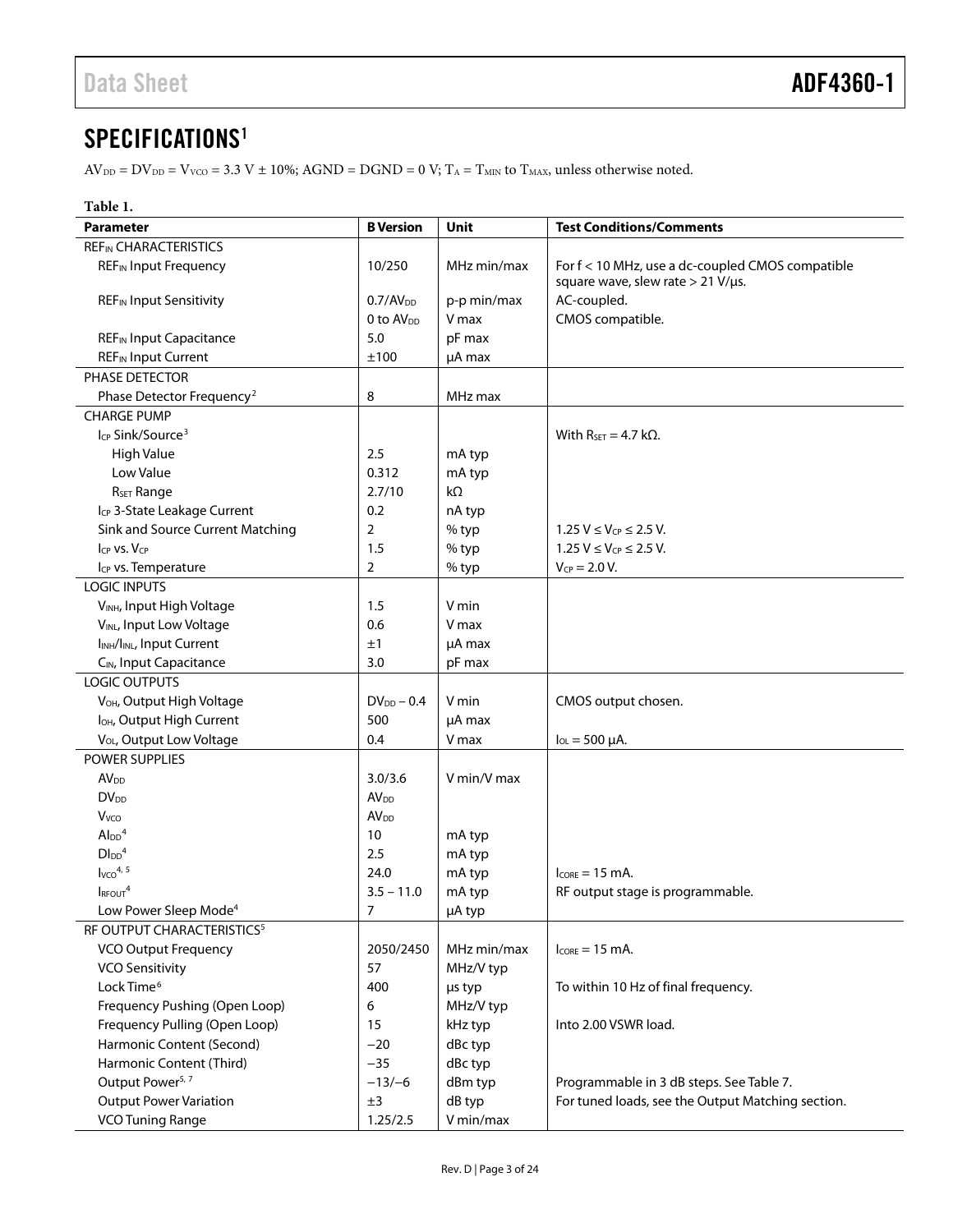## SPECIFICATIONS[1]

$AV_{DD} = DV_{DD} = V_{VCO} = 3.3\ V \pm 10\%$; AGND = DGND = 0 V; $T_A = T_{MIN}$ to $T_{MAX}$, unless otherwise noted.

**Table 1.**

| Parameter | B Version | Unit | Test Conditions/Comments |
|---|---|---|---|
| $REF_{IN}$ CHARACTERISTICS | | | |
| $REF_{IN}$ Input Frequency | 10/250 | MHz min/max | For f < 10 MHz, use a dc-coupled CMOS compatible square wave, slew rate > 21 V/µs. |
| $REF_{IN}$ Input Sensitivity | $0.7/AV_{DD}$ | p-p min/max | AC-coupled. |
| | 0 to $AV_{DD}$ | V max | CMOS compatible. |
| $REF_{IN}$ Input Capacitance | 5.0 | pF max | |
| $REF_{IN}$ Input Current | ±100 | µA max | |
| PHASE DETECTOR | | | |
| Phase Detector Frequency[2] | 8 | MHz max | |
| CHARGE PUMP | | | |
| $I_{CP}$ Sink/Source[3] | | | With $R_{SET}$ = 4.7 kΩ. |
| High Value | 2.5 | mA typ | |
| Low Value | 0.312 | mA typ | |
| $R_{SET}$ Range | 2.7/10 | kΩ | |
| $I_{CP}$ 3-State Leakage Current | 0.2 | nA typ | |
| Sink and Source Current Matching | 2 | % typ | $1.25\ V \leq V_{CP} \leq 2.5\ V$. |
| $I_{CP}$ vs. $V_{CP}$ | 1.5 | % typ | $1.25\ V \leq V_{CP} \leq 2.5\ V$. |
| $I_{CP}$ vs. Temperature | 2 | % typ | $V_{CP}$ = 2.0 V. |
| LOGIC INPUTS | | | |
| $V_{INH}$, Input High Voltage | 1.5 | V min | |
| $V_{INL}$, Input Low Voltage | 0.6 | V max | |
| $I_{INH}/I_{INL}$, Input Current | ±1 | µA max | |
| $C_{IN}$, Input Capacitance | 3.0 | pF max | |
| LOGIC OUTPUTS | | | |
| $V_{OH}$, Output High Voltage | $DV_{DD} - 0.4$ | V min | CMOS output chosen. |
| $I_{OH}$, Output High Current | 500 | µA max | |
| $V_{OL}$, Output Low Voltage | 0.4 | V max | $I_{OL}$ = 500 µA. |
| POWER SUPPLIES | | | |
| $AV_{DD}$ | 3.0/3.6 | V min/V max | |
| $DV_{DD}$ | $AV_{DD}$ | | |
| $V_{VCO}$ | $AV_{DD}$ | | |
| $AI_{DD}$[4] | 10 | mA typ | |
| $DI_{DD}$[4] | 2.5 | mA typ | |
| $I_{VCO}$[4, 5] | 24.0 | mA typ | $I_{CORE}$ = 15 mA. |
| $I_{RFOUT}$[4] | 3.5 – 11.0 | mA typ | RF output stage is programmable. |
| Low Power Sleep Mode[4] | 7 | µA typ | |
| RF OUTPUT CHARACTERISTICS[5] | | | |
| VCO Output Frequency | 2050/2450 | MHz min/max | $I_{CORE}$ = 15 mA. |
| VCO Sensitivity | 57 | MHz/V typ | |
| Lock Time[6] | 400 | µs typ | To within 10 Hz of final frequency. |
| Frequency Pushing (Open Loop) | 6 | MHz/V typ | |
| Frequency Pulling (Open Loop) | 15 | kHz typ | Into 2.00 VSWR load. |
| Harmonic Content (Second) | −20 | dBc typ | |
| Harmonic Content (Third) | −35 | dBc typ | |
| Output Power[5, 7] | −13/−6 | dBm typ | Programmable in 3 dB steps. See Table 7. |
| Output Power Variation | ±3 | dB typ | For tuned loads, see the Output Matching section. |
| VCO Tuning Range | 1.25/2.5 | V min/max | |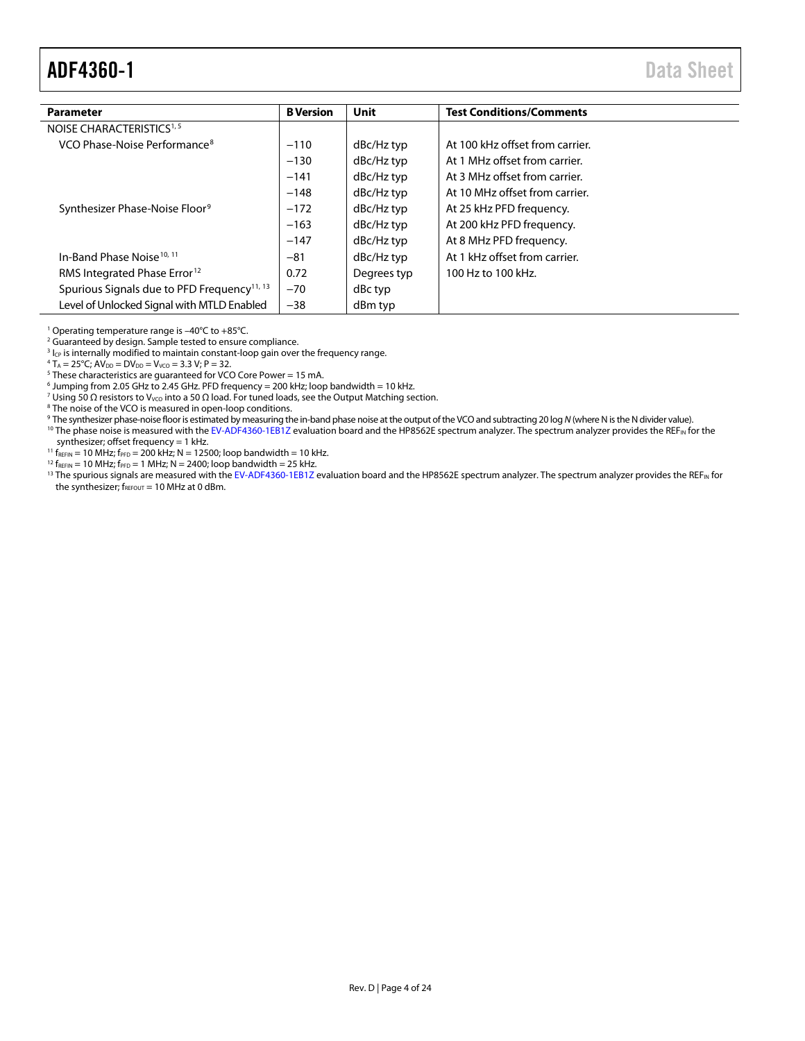| Parameter | B Version | Unit | Test Conditions/Comments |
|---|---|---|---|
| NOISE CHARACTERISTICS[1, 5] | | | |
| VCO Phase-Noise Performance[8] | −110 | dBc/Hz typ | At 100 kHz offset from carrier. |
| | −130 | dBc/Hz typ | At 1 MHz offset from carrier. |
| | −141 | dBc/Hz typ | At 3 MHz offset from carrier. |
| | −148 | dBc/Hz typ | At 10 MHz offset from carrier. |
| Synthesizer Phase-Noise Floor[9] | −172 | dBc/Hz typ | At 25 kHz PFD frequency. |
| | −163 | dBc/Hz typ | At 200 kHz PFD frequency. |
| | −147 | dBc/Hz typ | At 8 MHz PFD frequency. |
| In-Band Phase Noise[10, 11] | −81 | dBc/Hz typ | At 1 kHz offset from carrier. |
| RMS Integrated Phase Error[12] | 0.72 | Degrees typ | 100 Hz to 100 kHz. |
| Spurious Signals due to PFD Frequency[11, 13] | −70 | dBc typ | |
| Level of Unlocked Signal with MTLD Enabled | −38 | dBm typ | |

[1] Operating temperature range is −40°C to +85°C.
[2] Guaranteed by design. Sample tested to ensure compliance.
[3] $I_{CP}$ is internally modified to maintain constant-loop gain over the frequency range.
[4] $T_A$ = 25°C; $AV_{DD} = DV_{DD} = V_{VCO}$ = 3.3 V; P = 32.
[5] These characteristics are guaranteed for VCO Core Power = 15 mA.
[6] Jumping from 2.05 GHz to 2.45 GHz. PFD frequency = 200 kHz; loop bandwidth = 10 kHz.
[7] Using 50 Ω resistors to $V_{VCO}$ into a 50 Ω load. For tuned loads, see the Output Matching section.
[8] The noise of the VCO is measured in open-loop conditions.
[9] The synthesizer phase-noise floor is estimated by measuring the in-band phase noise at the output of the VCO and subtracting 20 log *N* (where N is the N divider value).
[10] The phase noise is measured with the EV-ADF4360-1EB1Z evaluation board and the HP8562E spectrum analyzer. The spectrum analyzer provides the $REF_{IN}$ for the synthesizer; offset frequency = 1 kHz.
[11] $f_{REFIN}$ = 10 MHz; $f_{PFD}$ = 200 kHz; N = 12500; loop bandwidth = 10 kHz.
[12] $f_{REFIN}$ = 10 MHz; $f_{PFD}$ = 1 MHz; N = 2400; loop bandwidth = 25 kHz.
[13] The spurious signals are measured with the EV-ADF4360-1EB1Z evaluation board and the HP8562E spectrum analyzer. The spectrum analyzer provides the $REF_{IN}$ for the synthesizer; $f_{REFOUT}$ = 10 MHz at 0 dBm.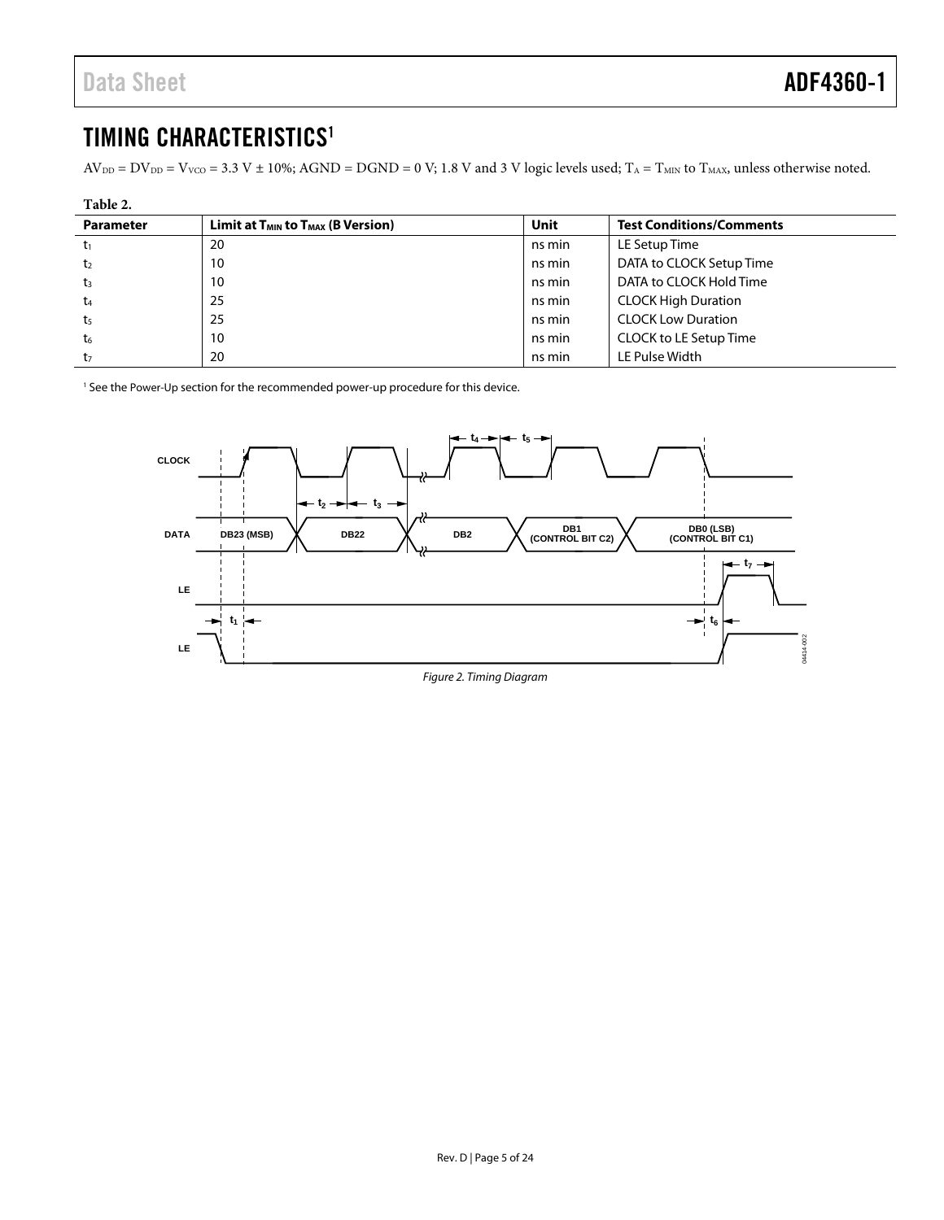## TIMING CHARACTERISTICS[1]

$AV_{DD} = DV_{DD} = V_{VCO} = 3.3$ V ± 10%; AGND = DGND = 0 V; 1.8 V and 3 V logic levels used; $T_A = T_{MIN}$ to $T_{MAX}$, unless otherwise noted.

**Table 2.**

| Parameter | Limit at $T_{MIN}$ to $T_{MAX}$ (B Version) | Unit | Test Conditions/Comments |
|---|---|---|---|
| $t_1$ | 20 | ns min | LE Setup Time |
| $t_2$ | 10 | ns min | DATA to CLOCK Setup Time |
| $t_3$ | 10 | ns min | DATA to CLOCK Hold Time |
| $t_4$ | 25 | ns min | CLOCK High Duration |
| $t_5$ | 25 | ns min | CLOCK Low Duration |
| $t_6$ | 10 | ns min | CLOCK to LE Setup Time |
| $t_7$ | 20 | ns min | LE Pulse Width |

[1] See the Power-Up section for the recommended power-up procedure for this device.

*Figure 2. Timing Diagram*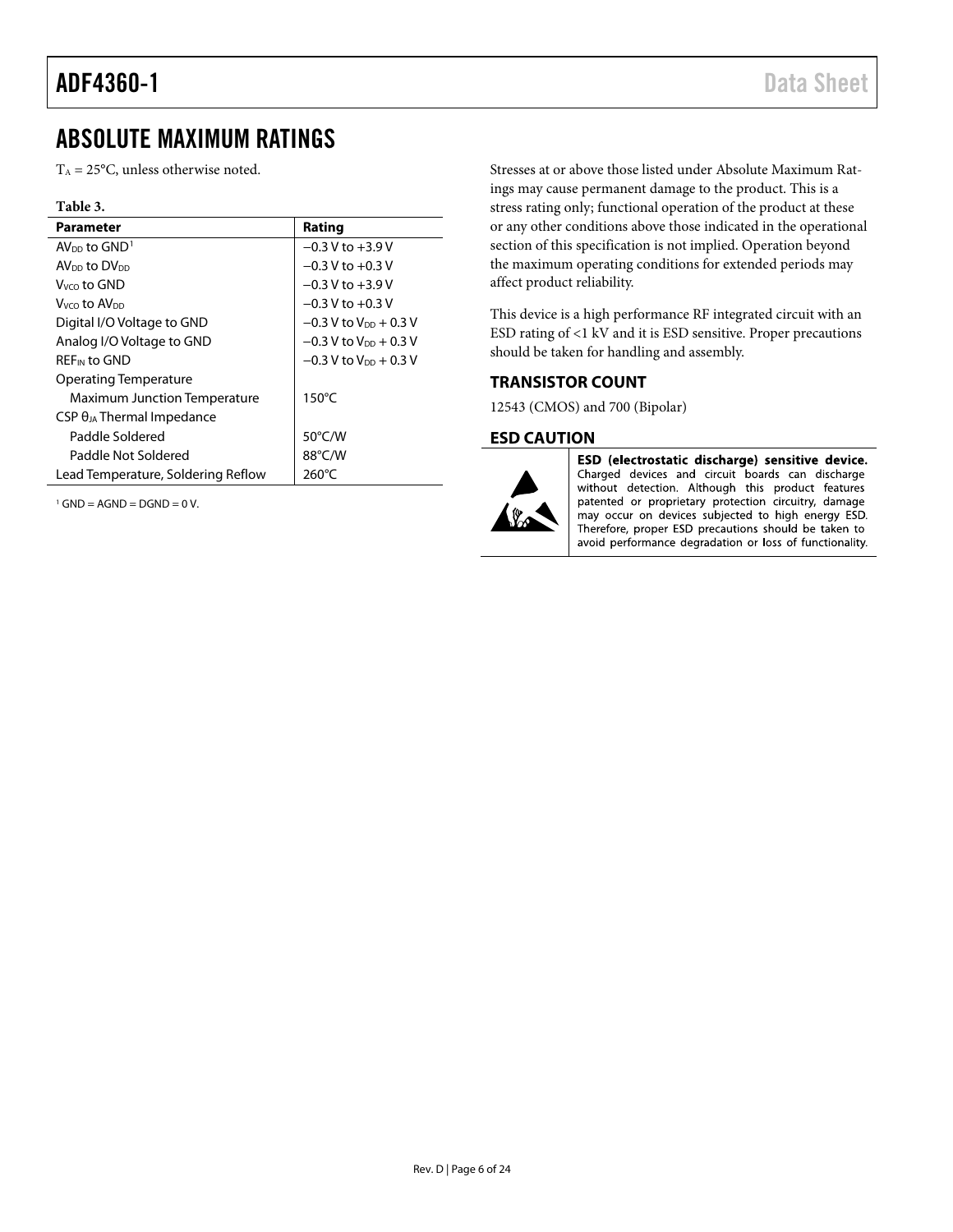# ABSOLUTE MAXIMUM RATINGS

$T_A$ = 25°C, unless otherwise noted.

**Table 3.**

| Parameter | Rating |
|---|---|
| $AV_{DD}$ to GND[1] | −0.3 V to +3.9 V |
| $AV_{DD}$ to $DV_{DD}$ | −0.3 V to +0.3 V |
| $V_{VCO}$ to GND | −0.3 V to +3.9 V |
| $V_{VCO}$ to $AV_{DD}$ | −0.3 V to +0.3 V |
| Digital I/O Voltage to GND | −0.3 V to $V_{DD}$ + 0.3 V |
| Analog I/O Voltage to GND | −0.3 V to $V_{DD}$ + 0.3 V |
| $REF_{IN}$ to GND | −0.3 V to $V_{DD}$ + 0.3 V |
| Operating Temperature | |
| Maximum Junction Temperature | 150°C |
| CSP $\theta_{JA}$ Thermal Impedance | |
| Paddle Soldered | 50°C/W |
| Paddle Not Soldered | 88°C/W |
| Lead Temperature, Soldering Reflow | 260°C |

[1] GND = AGND = DGND = 0 V.

Stresses at or above those listed under Absolute Maximum Ratings may cause permanent damage to the product. This is a stress rating only; functional operation of the product at these or any other conditions above those indicated in the operational section of this specification is not implied. Operation beyond the maximum operating conditions for extended periods may affect product reliability.

This device is a high performance RF integrated circuit with an ESD rating of <1 kV and it is ESD sensitive. Proper precautions should be taken for handling and assembly.

## TRANSISTOR COUNT

12543 (CMOS) and 700 (Bipolar)

## ESD CAUTION

**ESD (electrostatic discharge) sensitive device.** Charged devices and circuit boards can discharge without detection. Although this product features patented or proprietary protection circuitry, damage may occur on devices subjected to high energy ESD. Therefore, proper ESD precautions should be taken to avoid performance degradation or loss of functionality.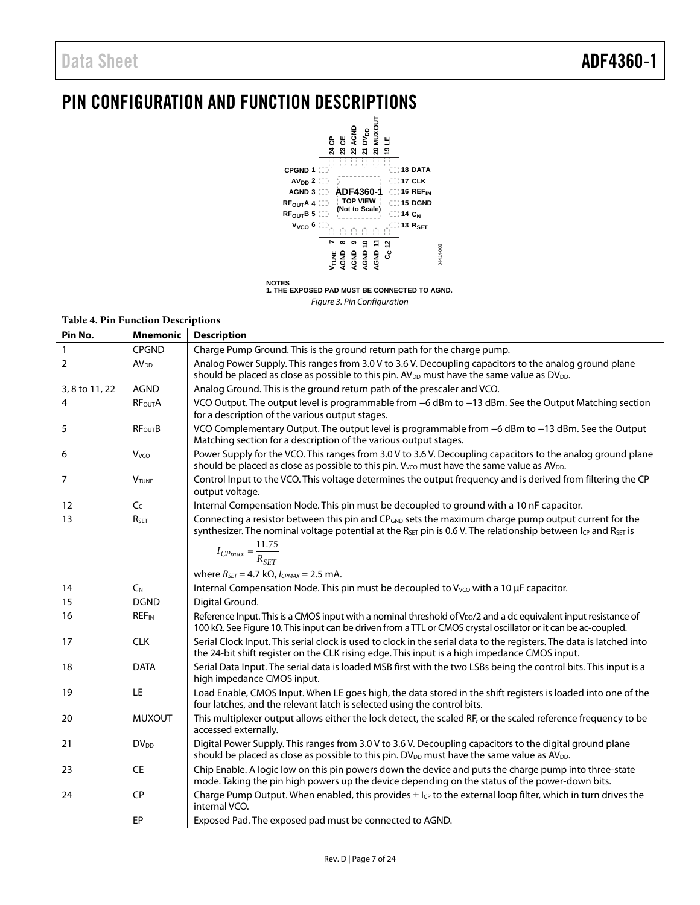# PIN CONFIGURATION AND FUNCTION DESCRIPTIONS

NOTES
1. THE EXPOSED PAD MUST BE CONNECTED TO AGND.

*Figure 3. Pin Configuration*

**Table 4. Pin Function Descriptions**

| Pin No. | Mnemonic | Description |
|---|---|---|
| 1 | CPGND | Charge Pump Ground. This is the ground return path for the charge pump. |
| 2 | $AV_{DD}$ | Analog Power Supply. This ranges from 3.0 V to 3.6 V. Decoupling capacitors to the analog ground plane should be placed as close as possible to this pin. $AV_{DD}$ must have the same value as $DV_{DD}$. |
| 3, 8 to 11, 22 | AGND | Analog Ground. This is the ground return path of the prescaler and VCO. |
| 4 | $RF_{OUT}A$ | VCO Output. The output level is programmable from −6 dBm to −13 dBm. See the Output Matching section for a description of the various output stages. |
| 5 | $RF_{OUT}B$ | VCO Complementary Output. The output level is programmable from −6 dBm to −13 dBm. See the Output Matching section for a description of the various output stages. |
| 6 | $V_{VCO}$ | Power Supply for the VCO. This ranges from 3.0 V to 3.6 V. Decoupling capacitors to the analog ground plane should be placed as close as possible to this pin. $V_{VCO}$ must have the same value as $AV_{DD}$. |
| 7 | $V_{TUNE}$ | Control Input to the VCO. This voltage determines the output frequency and is derived from filtering the CP output voltage. |
| 12 | $C_C$ | Internal Compensation Node. This pin must be decoupled to ground with a 10 nF capacitor. |
| 13 | $R_{SET}$ | Connecting a resistor between this pin and $CP_{GND}$ sets the maximum charge pump output current for the synthesizer. The nominal voltage potential at the $R_{SET}$ pin is 0.6 V. The relationship between $I_{CP}$ and $R_{SET}$ is $I_{CPmax} = \frac{11.75}{R_{SET}}$ where $R_{SET}$ = 4.7 kΩ, $I_{CPMAX}$ = 2.5 mA. |
| 14 | $C_N$ | Internal Compensation Node. This pin must be decoupled to $V_{VCO}$ with a 10 μF capacitor. |
| 15 | DGND | Digital Ground. |
| 16 | $REF_{IN}$ | Reference Input. This is a CMOS input with a nominal threshold of $V_{DD}/2$ and a dc equivalent input resistance of 100 kΩ. See Figure 10. This input can be driven from a TTL or CMOS crystal oscillator or it can be ac-coupled. |
| 17 | CLK | Serial Clock Input. This serial clock is used to clock in the serial data to the registers. The data is latched into the 24-bit shift register on the CLK rising edge. This input is a high impedance CMOS input. |
| 18 | DATA | Serial Data Input. The serial data is loaded MSB first with the two LSBs being the control bits. This input is a high impedance CMOS input. |
| 19 | LE | Load Enable, CMOS Input. When LE goes high, the data stored in the shift registers is loaded into one of the four latches, and the relevant latch is selected using the control bits. |
| 20 | MUXOUT | This multiplexer output allows either the lock detect, the scaled RF, or the scaled reference frequency to be accessed externally. |
| 21 | $DV_{DD}$ | Digital Power Supply. This ranges from 3.0 V to 3.6 V. Decoupling capacitors to the digital ground plane should be placed as close as possible to this pin. $DV_{DD}$ must have the same value as $AV_{DD}$. |
| 23 | CE | Chip Enable. A logic low on this pin powers down the device and puts the charge pump into three-state mode. Taking the pin high powers up the device depending on the status of the power-down bits. |
| 24 | CP | Charge Pump Output. When enabled, this provides $\pm I_{CP}$ to the external loop filter, which in turn drives the internal VCO. |
| | EP | Exposed Pad. The exposed pad must be connected to AGND. |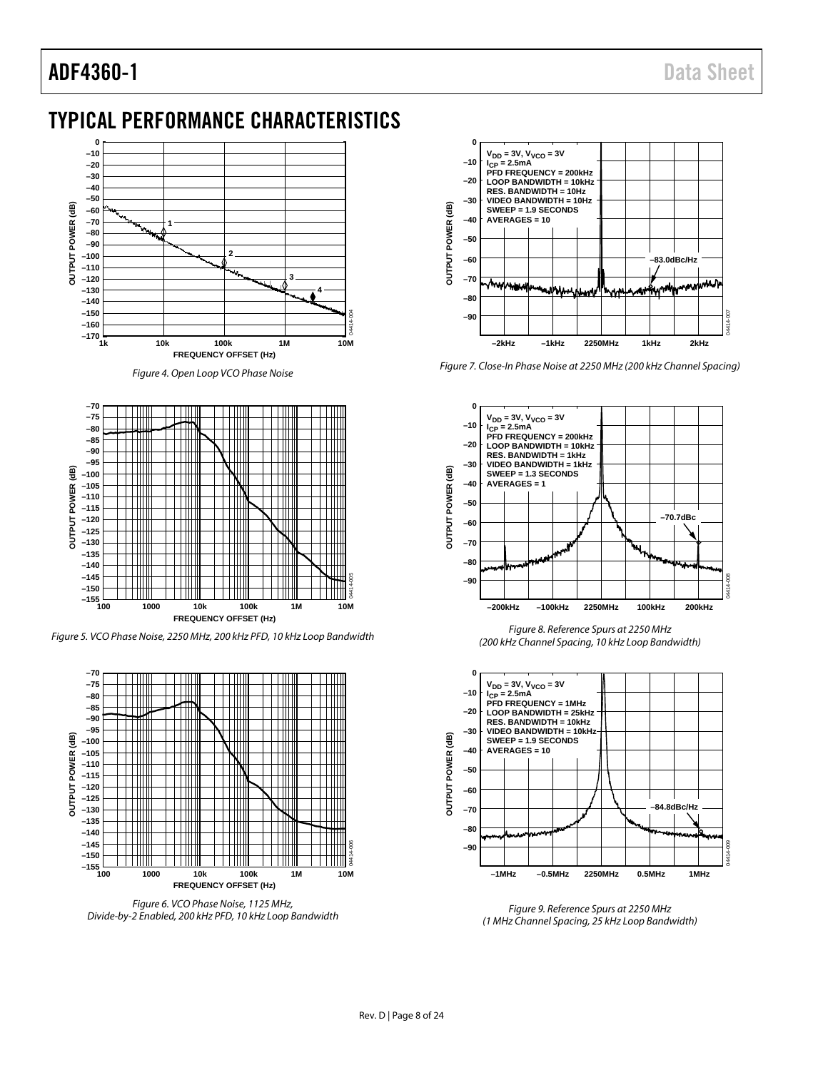# TYPICAL PERFORMANCE CHARACTERISTICS

Figure 4. Open Loop VCO Phase Noise

Figure 5. VCO Phase Noise, 2250 MHz, 200 kHz PFD, 10 kHz Loop Bandwidth

Figure 6. VCO Phase Noise, 1125 MHz, Divide-by-2 Enabled, 200 kHz PFD, 10 kHz Loop Bandwidth

Figure 7. Close-In Phase Noise at 2250 MHz (200 kHz Channel Spacing)

Figure 8. Reference Spurs at 2250 MHz (200 kHz Channel Spacing, 10 kHz Loop Bandwidth)

Figure 9. Reference Spurs at 2250 MHz (1 MHz Channel Spacing, 25 kHz Loop Bandwidth)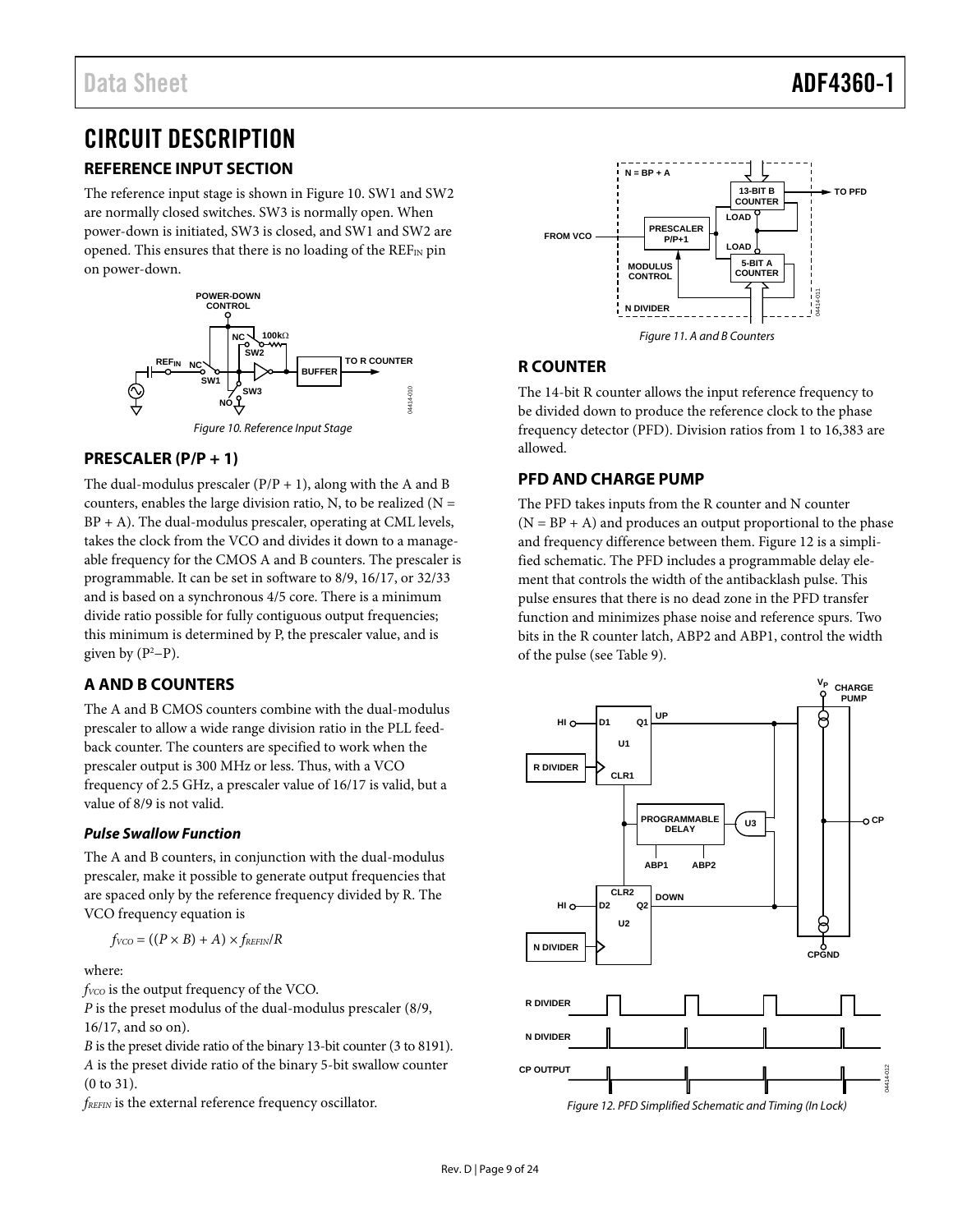# CIRCUIT DESCRIPTION

## REFERENCE INPUT SECTION

The reference input stage is shown in Figure 10. SW1 and SW2 are normally closed switches. SW3 is normally open. When power-down is initiated, SW3 is closed, and SW1 and SW2 are opened. This ensures that there is no loading of the $REF_{IN}$ pin on power-down.

Figure 10. Reference Input Stage

## PRESCALER (P/P + 1)

The dual-modulus prescaler (P/P + 1), along with the A and B counters, enables the large division ratio, N, to be realized (N = BP + A). The dual-modulus prescaler, operating at CML levels, takes the clock from the VCO and divides it down to a manageable frequency for the CMOS A and B counters. The prescaler is programmable. It can be set in software to 8/9, 16/17, or 32/33 and is based on a synchronous 4/5 core. There is a minimum divide ratio possible for fully contiguous output frequencies; this minimum is determined by P, the prescaler value, and is given by ($P^2$−P).

## A AND B COUNTERS

The A and B CMOS counters combine with the dual-modulus prescaler to allow a wide range division ratio in the PLL feedback counter. The counters are specified to work when the prescaler output is 300 MHz or less. Thus, with a VCO frequency of 2.5 GHz, a prescaler value of 16/17 is valid, but a value of 8/9 is not valid.

### *Pulse Swallow Function*

The A and B counters, in conjunction with the dual-modulus prescaler, make it possible to generate output frequencies that are spaced only by the reference frequency divided by R. The VCO frequency equation is

$$f_{VCO} = ((P \times B) + A) \times f_{REFIN}/R$$

where:

$f_{VCO}$ is the output frequency of the VCO.

*P* is the preset modulus of the dual-modulus prescaler (8/9, 16/17, and so on).

*B* is the preset divide ratio of the binary 13-bit counter (3 to 8191).

*A* is the preset divide ratio of the binary 5-bit swallow counter (0 to 31).

$f_{REFIN}$ is the external reference frequency oscillator.

Figure 11. A and B Counters

## R COUNTER

The 14-bit R counter allows the input reference frequency to be divided down to produce the reference clock to the phase frequency detector (PFD). Division ratios from 1 to 16,383 are allowed.

## PFD AND CHARGE PUMP

The PFD takes inputs from the R counter and N counter (N = BP + A) and produces an output proportional to the phase and frequency difference between them. Figure 12 is a simplified schematic. The PFD includes a programmable delay element that controls the width of the antibacklash pulse. This pulse ensures that there is no dead zone in the PFD transfer function and minimizes phase noise and reference spurs. Two bits in the R counter latch, ABP2 and ABP1, control the width of the pulse (see Table 9).

Figure 12. PFD Simplified Schematic and Timing (In Lock)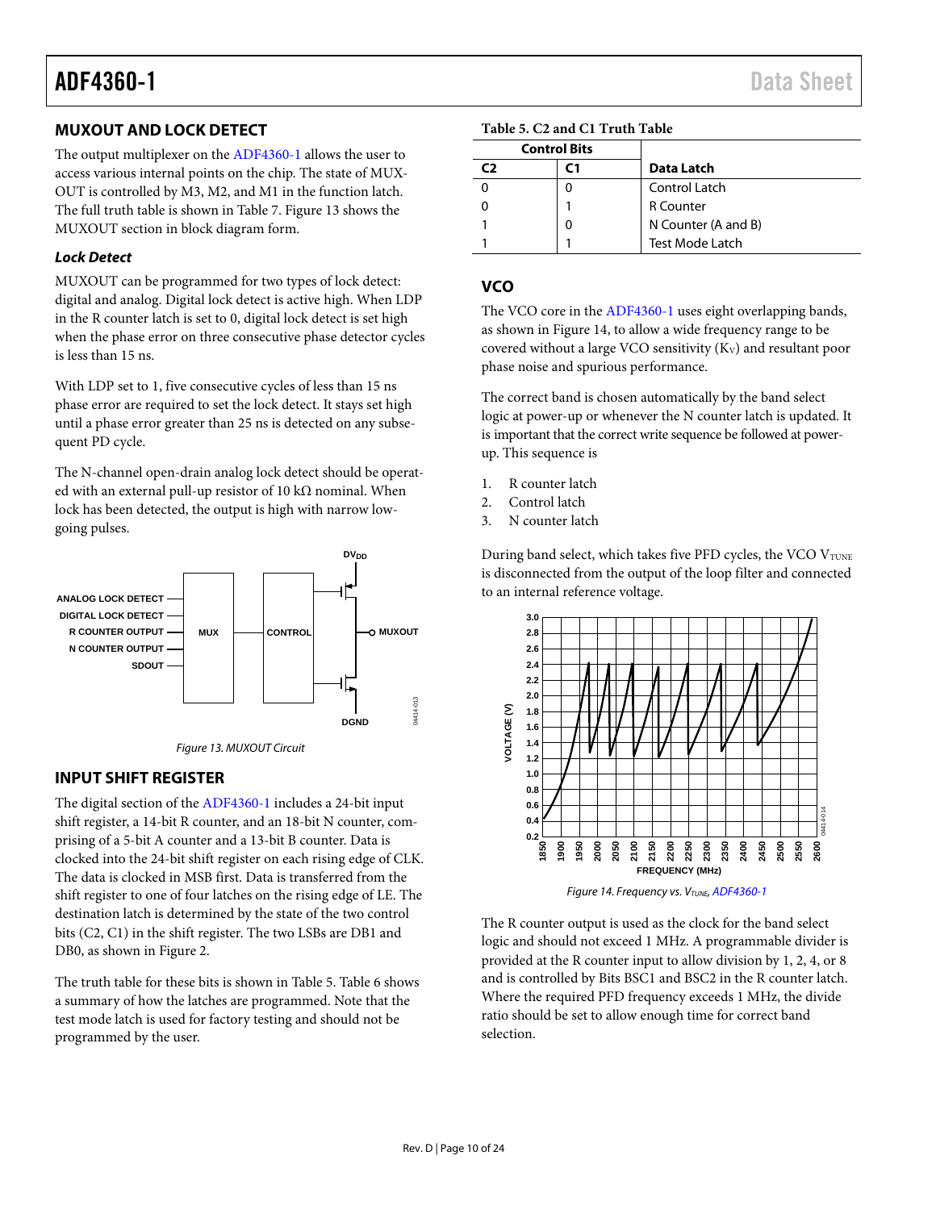## MUXOUT AND LOCK DETECT

The output multiplexer on the ADF4360-1 allows the user to access various internal points on the chip. The state of MUXOUT is controlled by M3, M2, and M1 in the function latch. The full truth table is shown in Table 7. Figure 13 shows the MUXOUT section in block diagram form.

### *Lock Detect*

MUXOUT can be programmed for two types of lock detect: digital and analog. Digital lock detect is active high. When LDP in the R counter latch is set to 0, digital lock detect is set high when the phase error on three consecutive phase detector cycles is less than 15 ns.

With LDP set to 1, five consecutive cycles of less than 15 ns phase error are required to set the lock detect. It stays set high until a phase error greater than 25 ns is detected on any subsequent PD cycle.

The N-channel open-drain analog lock detect should be operated with an external pull-up resistor of 10 kΩ nominal. When lock has been detected, the output is high with narrow low-going pulses.

*Figure 13. MUXOUT Circuit*

## INPUT SHIFT REGISTER

The digital section of the ADF4360-1 includes a 24-bit input shift register, a 14-bit R counter, and an 18-bit N counter, comprising of a 5-bit A counter and a 13-bit B counter. Data is clocked into the 24-bit shift register on each rising edge of CLK. The data is clocked in MSB first. Data is transferred from the shift register to one of four latches on the rising edge of LE. The destination latch is determined by the state of the two control bits (C2, C1) in the shift register. The two LSBs are DB1 and DB0, as shown in Figure 2.

The truth table for these bits is shown in Table 5. Table 6 shows a summary of how the latches are programmed. Note that the test mode latch is used for factory testing and should not be programmed by the user.

**Table 5. C2 and C1 Truth Table**

| Control Bits | | |
|---|---|---|
| C2 | C1 | Data Latch |
| 0 | 0 | Control Latch |
| 0 | 1 | R Counter |
| 1 | 0 | N Counter (A and B) |
| 1 | 1 | Test Mode Latch |

## VCO

The VCO core in the ADF4360-1 uses eight overlapping bands, as shown in Figure 14, to allow a wide frequency range to be covered without a large VCO sensitivity ($K_V$) and resultant poor phase noise and spurious performance.

The correct band is chosen automatically by the band select logic at power-up or whenever the N counter latch is updated. It is important that the correct write sequence be followed at power-up. This sequence is

1. R counter latch
2. Control latch
3. N counter latch

During band select, which takes five PFD cycles, the VCO $V_{TUNE}$ is disconnected from the output of the loop filter and connected to an internal reference voltage.

*Figure 14. Frequency vs. $V_{TUNE}$, ADF4360-1*

The R counter output is used as the clock for the band select logic and should not exceed 1 MHz. A programmable divider is provided at the R counter input to allow division by 1, 2, 4, or 8 and is controlled by Bits BSC1 and BSC2 in the R counter latch. Where the required PFD frequency exceeds 1 MHz, the divide ratio should be set to allow enough time for correct band selection.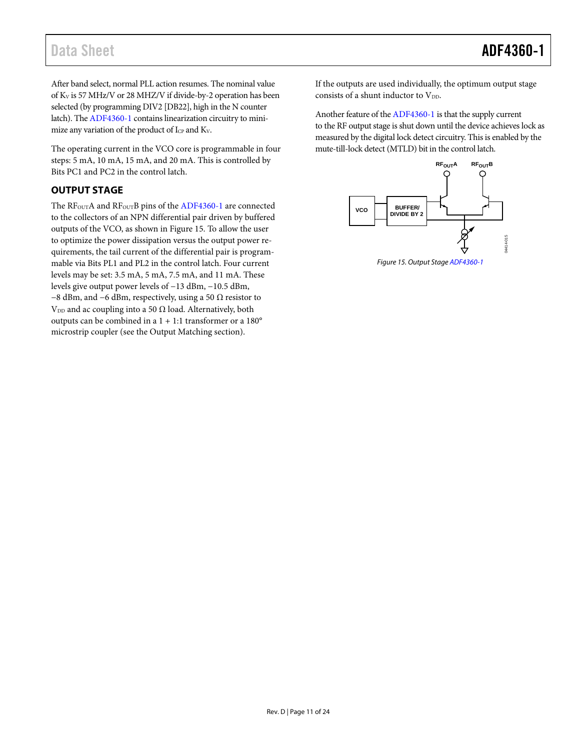After band select, normal PLL action resumes. The nominal value of $K_V$ is 57 MHz/V or 28 MHZ/V if divide-by-2 operation has been selected (by programming DIV2 [DB22], high in the N counter latch). The ADF4360-1 contains linearization circuitry to minimize any variation of the product of $I_{CP}$ and $K_V$.

The operating current in the VCO core is programmable in four steps: 5 mA, 10 mA, 15 mA, and 20 mA. This is controlled by Bits PC1 and PC2 in the control latch.

## OUTPUT STAGE

The $RF_{OUT}A$ and $RF_{OUT}B$ pins of the ADF4360-1 are connected to the collectors of an NPN differential pair driven by buffered outputs of the VCO, as shown in Figure 15. To allow the user to optimize the power dissipation versus the output power requirements, the tail current of the differential pair is programmable via Bits PL1 and PL2 in the control latch. Four current levels may be set: 3.5 mA, 5 mA, 7.5 mA, and 11 mA. These levels give output power levels of −13 dBm, −10.5 dBm, −8 dBm, and −6 dBm, respectively, using a 50 Ω resistor to $V_{DD}$ and ac coupling into a 50 Ω load. Alternatively, both outputs can be combined in a 1 + 1:1 transformer or a 180° microstrip coupler (see the Output Matching section).

If the outputs are used individually, the optimum output stage consists of a shunt inductor to $V_{DD}$.

Another feature of the ADF4360-1 is that the supply current to the RF output stage is shut down until the device achieves lock as measured by the digital lock detect circuitry. This is enabled by the mute-till-lock detect (MTLD) bit in the control latch.

Figure 15. Output Stage ADF4360-1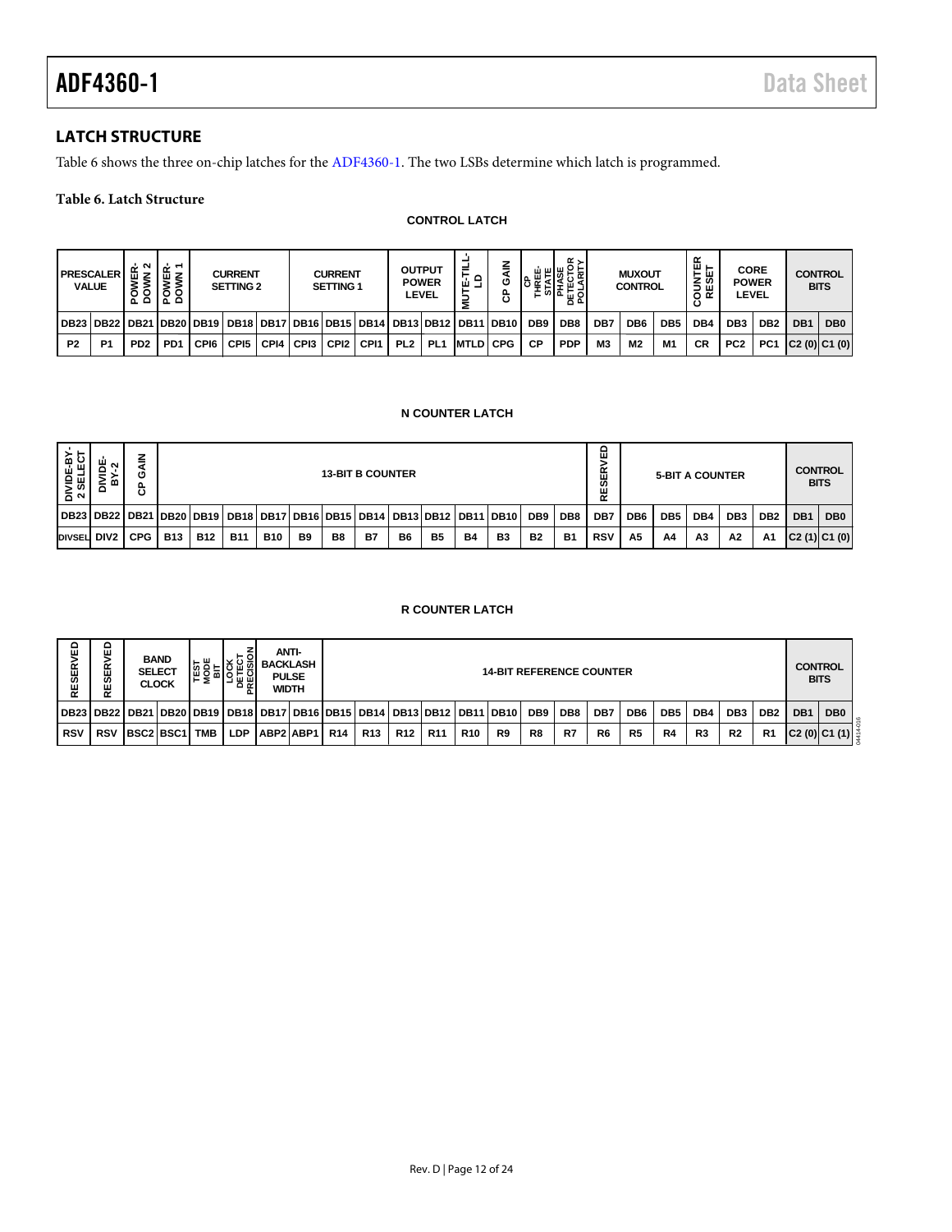## LATCH STRUCTURE

Table 6 shows the three on-chip latches for the ADF4360-1. The two LSBs determine which latch is programmed.

**Table 6. Latch Structure**

**CONTROL LATCH**

| PRESCALER VALUE | | POWER-DOWN 2 | POWER-DOWN 1 | CURRENT SETTING 2 | | | CURRENT SETTING 1 | | | OUTPUT POWER LEVEL | | MUTE-TILL-LD | CP GAIN | CP THREE-STATE | PHASE DETECTOR POLARITY | MUXOUT CONTROL | | | COUNTER RESET | CORE POWER LEVEL | | CONTROL BITS | |
|---|---|---|---|---|---|---|---|---|---|---|---|---|---|---|---|---|---|---|---|---|---|---|---|
| DB23 | DB22 | DB21 | DB20 | DB19 | DB18 | DB17 | DB16 | DB15 | DB14 | DB13 | DB12 | DB11 | DB10 | DB9 | DB8 | DB7 | DB6 | DB5 | DB4 | DB3 | DB2 | DB1 | DB0 |
| P2 | P1 | PD2 | PD1 | CPI6 | CPI5 | CPI4 | CPI3 | CPI2 | CPI1 | PL2 | PL1 | MTLD | CPG | CP | PDP | M3 | M2 | M1 | CR | PC2 | PC1 | C2 (0) | C1 (0) |

**N COUNTER LATCH**

| DIVIDE-BY-2 SELECT | DIVIDE-BY-2 | CP GAIN | 13-BIT B COUNTER | | | | | | | | | | | | | RESERVED | 5-BIT A COUNTER | | | | | CONTROL BITS | |
|---|---|---|---|---|---|---|---|---|---|---|---|---|---|---|---|---|---|---|---|---|---|---|---|
| DB23 | DB22 | DB21 | DB20 | DB19 | DB18 | DB17 | DB16 | DB15 | DB14 | DB13 | DB12 | DB11 | DB10 | DB9 | DB8 | DB7 | DB6 | DB5 | DB4 | DB3 | DB2 | DB1 | DB0 |
| DIVSEL | DIV2 | CPG | B13 | B12 | B11 | B10 | B9 | B8 | B7 | B6 | B5 | B4 | B3 | B2 | B1 | RSV | A5 | A4 | A3 | A2 | A1 | C2 (1) | C1 (0) |

**R COUNTER LATCH**

| RESERVED | RESERVED | BAND SELECT CLOCK | | TEST MODE BIT | LOCK DETECT PRECISION | ANTI-BACKLASH PULSE WIDTH | | 14-BIT REFERENCE COUNTER | | | | | | | | | | | | | | CONTROL BITS | |
|---|---|---|---|---|---|---|---|---|---|---|---|---|---|---|---|---|---|---|---|---|---|---|---|
| DB23 | DB22 | DB21 | DB20 | DB19 | DB18 | DB17 | DB16 | DB15 | DB14 | DB13 | DB12 | DB11 | DB10 | DB9 | DB8 | DB7 | DB6 | DB5 | DB4 | DB3 | DB2 | DB1 | DB0 |
| RSV | RSV | BSC2 | BSC1 | TMB | LDP | ABP2 | ABP1 | R14 | R13 | R12 | R11 | R10 | R9 | R8 | R7 | R6 | R5 | R4 | R3 | R2 | R1 | C2 (0) | C1 (1) |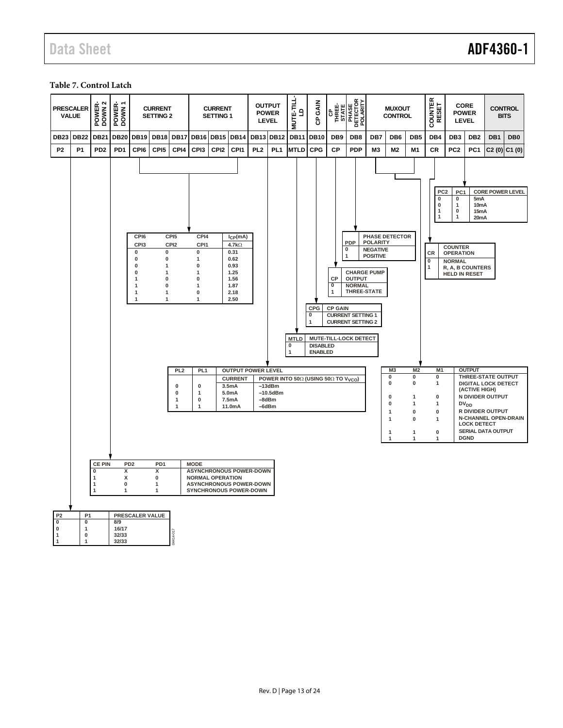**Table 7. Control Latch**

| PRESCALER VALUE | | POWER-DOWN 2 | POWER-DOWN 1 | CURRENT SETTING 2 | | | CURRENT SETTING 1 | | | OUTPUT POWER LEVEL | | MUTE-TILL-LD | CP GAIN | CP THREE-STATE | PHASE DETECTOR POLARITY | MUXOUT CONTROL | | | COUNTER RESET | CORE POWER LEVEL | | CONTROL BITS | |
|---|---|---|---|---|---|---|---|---|---|---|---|---|---|---|---|---|---|---|---|---|---|---|---|
| DB23 | DB22 | DB21 | DB20 | DB19 | DB18 | DB17 | DB16 | DB15 | DB14 | DB13 | DB12 | DB11 | DB10 | DB9 | DB8 | DB7 | DB6 | DB5 | DB4 | DB3 | DB2 | DB1 | DB0 |
| P2 | P1 | PD2 | PD1 | CPI6 | CPI5 | CPI4 | CPI3 | CPI2 | CPI1 | PL2 | PL1 | MTLD | CPG | CP | PDP | M3 | M2 | M1 | CR | PC2 | PC1 | C2 (0) | C1 (0) |

| PC2 | PC1 | CORE POWER LEVEL |
|---|---|---|
| 0 | 0 | 5mA |
| 0 | 1 | 10mA |
| 1 | 0 | 15mA |
| 1 | 1 | 20mA |

| CPI6 / CPI3 | CPI5 / CPI2 | CPI4 / CPI1 | $I_{CP}$(mA) 4.7kΩ |
|---|---|---|---|
| 0 | 0 | 0 | 0.31 |
| 0 | 0 | 1 | 0.62 |
| 0 | 1 | 0 | 0.93 |
| 0 | 1 | 1 | 1.25 |
| 1 | 0 | 0 | 1.56 |
| 1 | 0 | 1 | 1.87 |
| 1 | 1 | 0 | 2.18 |
| 1 | 1 | 1 | 2.50 |

| PDP | PHASE DETECTOR POLARITY |
|---|---|
| 0 | NEGATIVE |
| 1 | POSITIVE |

| CR | COUNTER OPERATION |
|---|---|
| 0 | NORMAL |
| 1 | R, A, B COUNTERS HELD IN RESET |

| CP | CHARGE PUMP OUTPUT |
|---|---|
| 0 | NORMAL |
| 1 | THREE-STATE |

| CPG | CP GAIN |
|---|---|
| 0 | CURRENT SETTING 1 |
| 1 | CURRENT SETTING 2 |

| MTLD | MUTE-TILL-LOCK DETECT |
|---|---|
| 0 | DISABLED |
| 1 | ENABLED |

| PL2 | PL1 | OUTPUT POWER LEVEL CURRENT | POWER INTO 50Ω (USING 50Ω TO $V_{VCO}$) |
|---|---|---|---|
| 0 | 0 | 3.5mA | –13dBm |
| 0 | 1 | 5.0mA | –10.5dBm |
| 1 | 0 | 7.5mA | –8dBm |
| 1 | 1 | 11.0mA | –6dBm |

| M3 | M2 | M1 | OUTPUT |
|---|---|---|---|
| 0 | 0 | 0 | THREE-STATE OUTPUT |
| 0 | 0 | 1 | DIGITAL LOCK DETECT (ACTIVE HIGH) |
| 0 | 1 | 0 | N DIVIDER OUTPUT |
| 0 | 1 | 1 | $DV_{DD}$ |
| 1 | 0 | 0 | R DIVIDER OUTPUT |
| 1 | 0 | 1 | N-CHANNEL OPEN-DRAIN LOCK DETECT |
| 1 | 1 | 0 | SERIAL DATA OUTPUT |
| 1 | 1 | 1 | DGND |

| CE PIN | PD2 | PD1 | MODE |
|---|---|---|---|
| 0 | X | X | ASYNCHRONOUS POWER-DOWN |
| 1 | X | 0 | NORMAL OPERATION |
| 1 | 0 | 1 | ASYNCHRONOUS POWER-DOWN |
| 1 | 1 | 1 | SYNCHRONOUS POWER-DOWN |

| P2 | P1 | PRESCALER VALUE |
|---|---|---|
| 0 | 0 | 8/9 |
| 0 | 1 | 16/17 |
| 1 | 0 | 32/33 |
| 1 | 1 | 32/33 |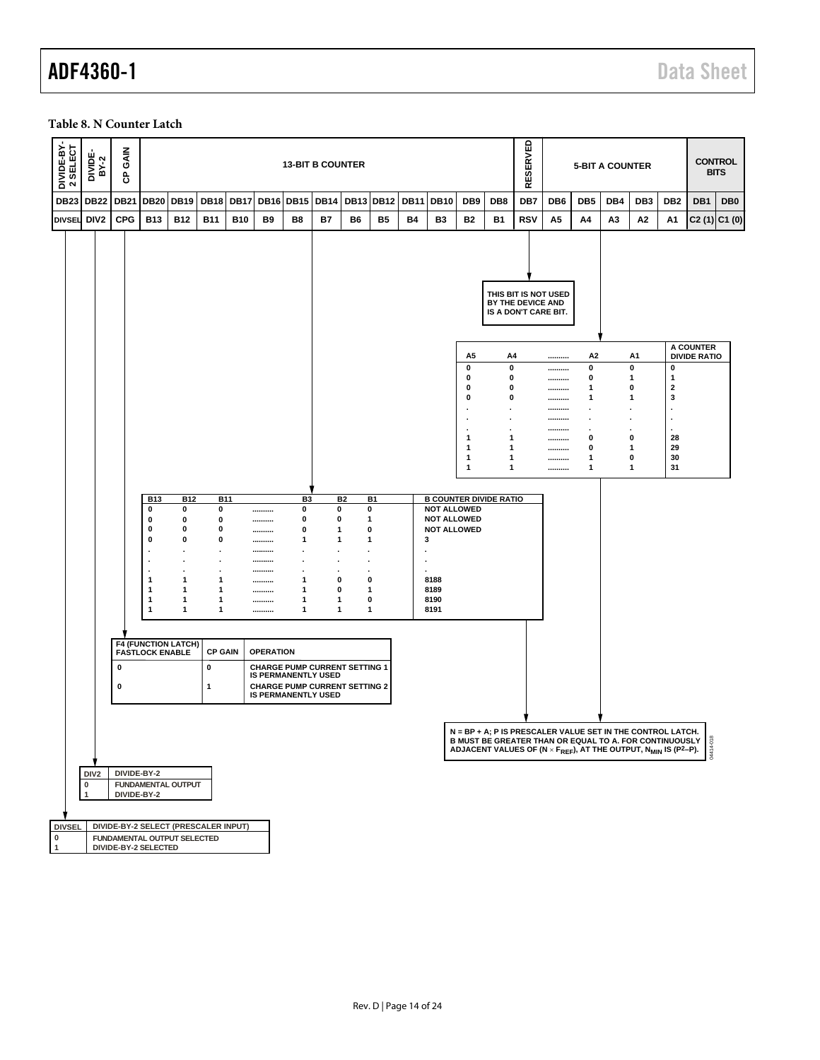**Table 8. N Counter Latch**

| DIVIDE-BY-2 SELECT | DIVIDE-BY-2 | CP GAIN | 13-BIT B COUNTER | | | | | | | | | | | | | RESERVED | 5-BIT A COUNTER | | | | | CONTROL BITS | |
|---|---|---|---|---|---|---|---|---|---|---|---|---|---|---|---|---|---|---|---|---|---|---|---|
| DB23 | DB22 | DB21 | DB20 | DB19 | DB18 | DB17 | DB16 | DB15 | DB14 | DB13 | DB12 | DB11 | DB10 | DB9 | DB8 | DB7 | DB6 | DB5 | DB4 | DB3 | DB2 | DB1 | DB0 |
| DIVSEL | DIV2 | CPG | B13 | B12 | B11 | B10 | B9 | B8 | B7 | B6 | B5 | B4 | B3 | B2 | B1 | RSV | A5 | A4 | A3 | A2 | A1 | C2 (1) | C1 (0) |

RSV: THIS BIT IS NOT USED BY THE DEVICE AND IS A DON'T CARE BIT.

| A5 | A4 | .......... | A2 | A1 | A COUNTER DIVIDE RATIO |
|---|---|---|---|---|---|
| 0 | 0 | .......... | 0 | 0 | 0 |
| 0 | 0 | .......... | 0 | 1 | 1 |
| 0 | 0 | .......... | 1 | 0 | 2 |
| 0 | 0 | .......... | 1 | 1 | 3 |
| . | . | .......... | . | . | . |
| . | . | .......... | . | . | . |
| . | . | .......... | . | . | . |
| 1 | 1 | .......... | 0 | 0 | 28 |
| 1 | 1 | .......... | 0 | 1 | 29 |
| 1 | 1 | .......... | 1 | 0 | 30 |
| 1 | 1 | .......... | 1 | 1 | 31 |

| B13 | B12 | B11 | .......... | B3 | B2 | B1 | B COUNTER DIVIDE RATIO |
|---|---|---|---|---|---|---|---|
| 0 | 0 | 0 | .......... | 0 | 0 | 0 | NOT ALLOWED |
| 0 | 0 | 0 | .......... | 0 | 0 | 1 | NOT ALLOWED |
| 0 | 0 | 0 | .......... | 0 | 1 | 0 | NOT ALLOWED |
| 0 | 0 | 0 | .......... | 1 | 1 | 1 | 3 |
| . | . | . | .......... | . | . | . | . |
| . | . | . | .......... | . | . | . | . |
| . | . | . | .......... | . | . | . | . |
| 1 | 1 | 1 | .......... | 1 | 0 | 0 | 8188 |
| 1 | 1 | 1 | .......... | 1 | 0 | 1 | 8189 |
| 1 | 1 | 1 | .......... | 1 | 1 | 0 | 8190 |
| 1 | 1 | 1 | .......... | 1 | 1 | 1 | 8191 |

| F4 (FUNCTION LATCH) FASTLOCK ENABLE | CP GAIN | OPERATION |
|---|---|---|
| 0 | 0 | CHARGE PUMP CURRENT SETTING 1 IS PERMANENTLY USED |
| 0 | 1 | CHARGE PUMP CURRENT SETTING 2 IS PERMANENTLY USED |

N = BP + A; P IS PRESCALER VALUE SET IN THE CONTROL LATCH. B MUST BE GREATER THAN OR EQUAL TO A. FOR CONTINUOUSLY ADJACENT VALUES OF ($N \times F_{REF}$), AT THE OUTPUT, $N_{MIN}$ IS ($P^2$–P).

| DIV2 | DIVIDE-BY-2 |
|---|---|
| 0 | FUNDAMENTAL OUTPUT |
| 1 | DIVIDE-BY-2 |

| DIVSEL | DIVIDE-BY-2 SELECT (PRESCALER INPUT) |
|---|---|
| 0 | FUNDAMENTAL OUTPUT SELECTED |
| 1 | DIVIDE-BY-2 SELECTED |

04414-018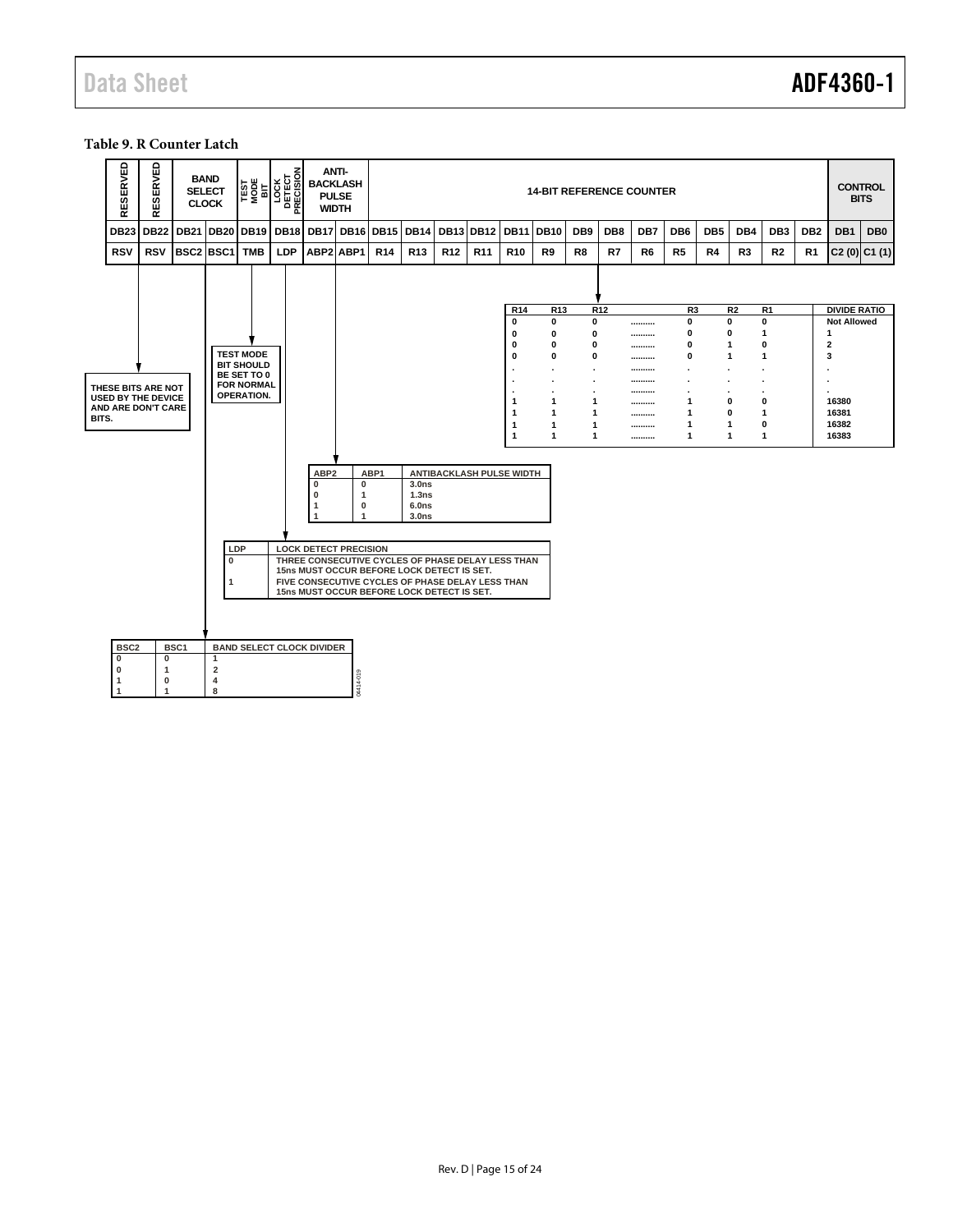**Table 9. R Counter Latch**

| RESERVED | RESERVED | BAND SELECT CLOCK | | TEST MODE BIT | LOCK DETECT PRECISION | ANTI-BACKLASH PULSE WIDTH | | 14-BIT REFERENCE COUNTER | | | | | | | | | | | | | | CONTROL BITS | |
|---|---|---|---|---|---|---|---|---|---|---|---|---|---|---|---|---|---|---|---|---|---|---|---|
| DB23 | DB22 | DB21 | DB20 | DB19 | DB18 | DB17 | DB16 | DB15 | DB14 | DB13 | DB12 | DB11 | DB10 | DB9 | DB8 | DB7 | DB6 | DB5 | DB4 | DB3 | DB2 | DB1 | DB0 |
| RSV | RSV | BSC2 | BSC1 | TMB | LDP | ABP2 | ABP1 | R14 | R13 | R12 | R11 | R10 | R9 | R8 | R7 | R6 | R5 | R4 | R3 | R2 | R1 | C2 (0) | C1 (1) |

RSV: THESE BITS ARE NOT USED BY THE DEVICE AND ARE DON'T CARE BITS.

TMB: TEST MODE BIT SHOULD BE SET TO 0 FOR NORMAL OPERATION.

| R14 | R13 | R12 | .......... | R3 | R2 | R1 | DIVIDE RATIO |
|---|---|---|---|---|---|---|---|
| 0 | 0 | 0 | .......... | 0 | 0 | 0 | Not Allowed |
| 0 | 0 | 0 | .......... | 0 | 0 | 1 | 1 |
| 0 | 0 | 0 | .......... | 0 | 1 | 0 | 2 |
| 0 | 0 | 0 | .......... | 0 | 1 | 1 | 3 |
| . | . | . | .......... | . | . | . | . |
| . | . | . | .......... | . | . | . | . |
| . | . | . | .......... | . | . | . | . |
| 1 | 1 | 1 | .......... | 1 | 0 | 0 | 16380 |
| 1 | 1 | 1 | .......... | 1 | 0 | 1 | 16381 |
| 1 | 1 | 1 | .......... | 1 | 1 | 0 | 16382 |
| 1 | 1 | 1 | .......... | 1 | 1 | 1 | 16383 |

| ABP2 | ABP1 | ANTIBACKLASH PULSE WIDTH |
|---|---|---|
| 0 | 0 | 3.0ns |
| 0 | 1 | 1.3ns |
| 1 | 0 | 6.0ns |
| 1 | 1 | 3.0ns |

| LDP | LOCK DETECT PRECISION |
|---|---|
| 0 | THREE CONSECUTIVE CYCLES OF PHASE DELAY LESS THAN 15ns MUST OCCUR BEFORE LOCK DETECT IS SET. |
| 1 | FIVE CONSECUTIVE CYCLES OF PHASE DELAY LESS THAN 15ns MUST OCCUR BEFORE LOCK DETECT IS SET. |

| BSC2 | BSC1 | BAND SELECT CLOCK DIVIDER |
|---|---|---|
| 0 | 0 | 1 |
| 0 | 1 | 2 |
| 1 | 0 | 4 |
| 1 | 1 | 8 |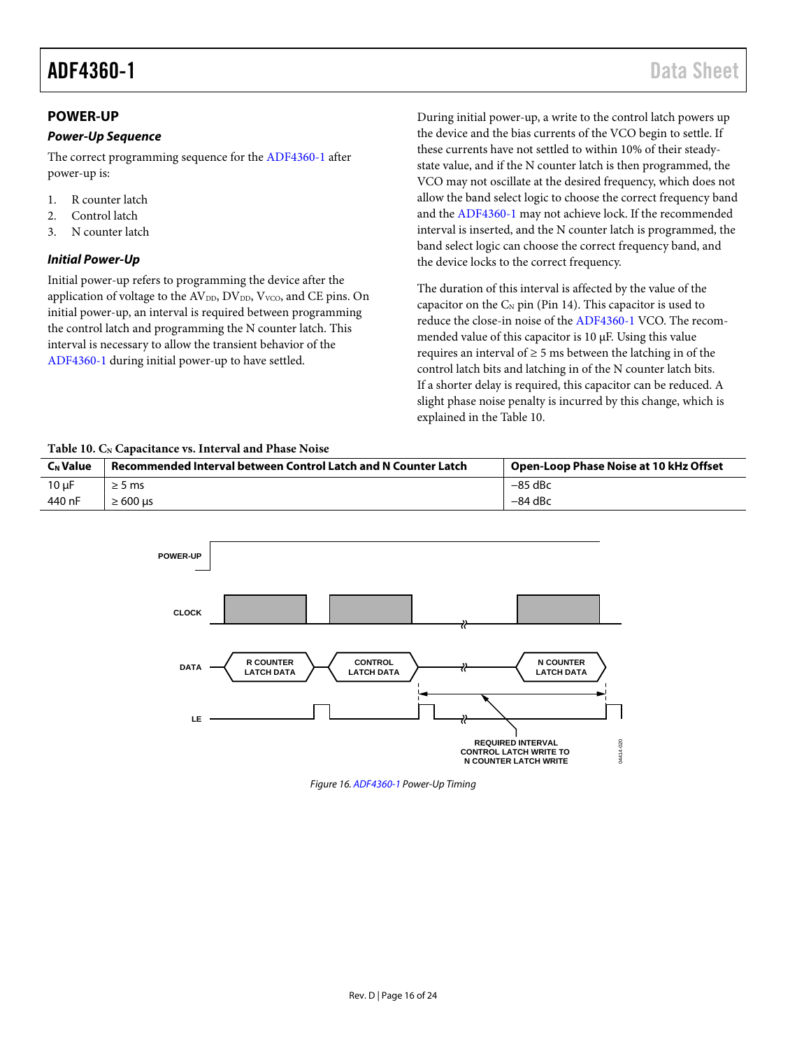## POWER-UP

### *Power-Up Sequence*

The correct programming sequence for the ADF4360-1 after power-up is:

1. R counter latch
2. Control latch
3. N counter latch

### *Initial Power-Up*

Initial power-up refers to programming the device after the application of voltage to the $AV_{DD}$, $DV_{DD}$, $V_{VCO}$, and CE pins. On initial power-up, an interval is required between programming the control latch and programming the N counter latch. This interval is necessary to allow the transient behavior of the ADF4360-1 during initial power-up to have settled.

During initial power-up, a write to the control latch powers up the device and the bias currents of the VCO begin to settle. If these currents have not settled to within 10% of their steady-state value, and if the N counter latch is then programmed, the VCO may not oscillate at the desired frequency, which does not allow the band select logic to choose the correct frequency band and the ADF4360-1 may not achieve lock. If the recommended interval is inserted, and the N counter latch is programmed, the band select logic can choose the correct frequency band, and the device locks to the correct frequency.

The duration of this interval is affected by the value of the capacitor on the $C_N$ pin (Pin 14). This capacitor is used to reduce the close-in noise of the ADF4360-1 VCO. The recommended value of this capacitor is 10 μF. Using this value requires an interval of ≥ 5 ms between the latching in of the control latch bits and latching in of the N counter latch bits. If a shorter delay is required, this capacitor can be reduced. A slight phase noise penalty is incurred by this change, which is explained in the Table 10.

**Table 10. $C_N$ Capacitance vs. Interval and Phase Noise**

| $C_N$ Value | Recommended Interval between Control Latch and N Counter Latch | Open-Loop Phase Noise at 10 kHz Offset |
|---|---|---|
| 10 μF | ≥ 5 ms | −85 dBc |
| 440 nF | ≥ 600 μs | −84 dBc |

POWER-UP
CLOCK
DATA: R COUNTER LATCH DATA, CONTROL LATCH DATA, N COUNTER LATCH DATA
LE
REQUIRED INTERVAL CONTROL LATCH WRITE TO N COUNTER LATCH WRITE

*Figure 16. ADF4360-1 Power-Up Timing*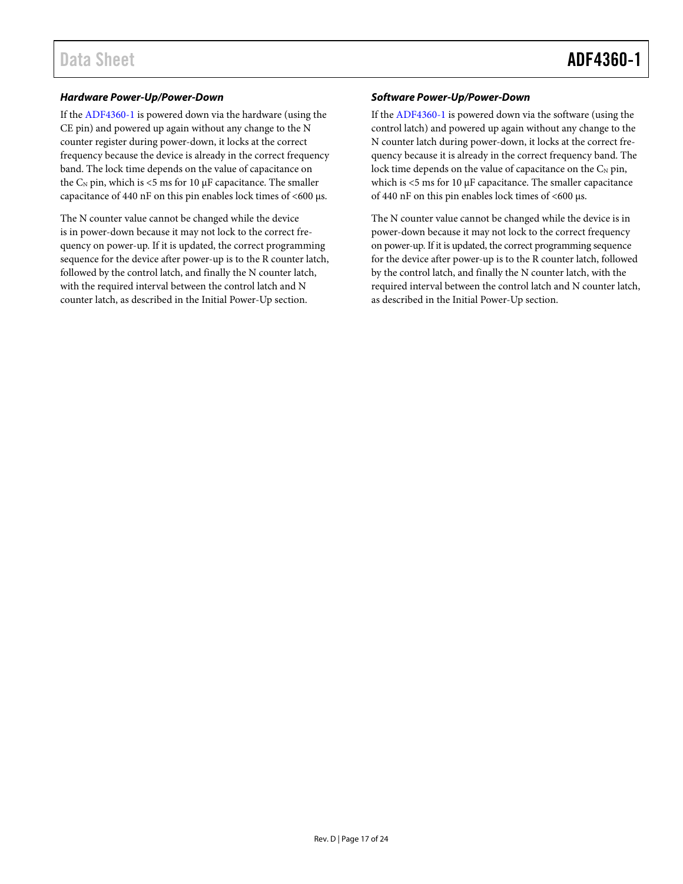### *Hardware Power-Up/Power-Down*

If the ADF4360-1 is powered down via the hardware (using the CE pin) and powered up again without any change to the N counter register during power-down, it locks at the correct frequency because the device is already in the correct frequency band. The lock time depends on the value of capacitance on the $C_N$ pin, which is <5 ms for 10 µF capacitance. The smaller capacitance of 440 nF on this pin enables lock times of <600 µs.

The N counter value cannot be changed while the device is in power-down because it may not lock to the correct frequency on power-up. If it is updated, the correct programming sequence for the device after power-up is to the R counter latch, followed by the control latch, and finally the N counter latch, with the required interval between the control latch and N counter latch, as described in the Initial Power-Up section.

### *Software Power-Up/Power-Down*

If the ADF4360-1 is powered down via the software (using the control latch) and powered up again without any change to the N counter latch during power-down, it locks at the correct frequency because it is already in the correct frequency band. The lock time depends on the value of capacitance on the $C_N$ pin, which is <5 ms for 10 µF capacitance. The smaller capacitance of 440 nF on this pin enables lock times of <600 µs.

The N counter value cannot be changed while the device is in power-down because it may not lock to the correct frequency on power-up. If it is updated, the correct programming sequence for the device after power-up is to the R counter latch, followed by the control latch, and finally the N counter latch, with the required interval between the control latch and N counter latch, as described in the Initial Power-Up section.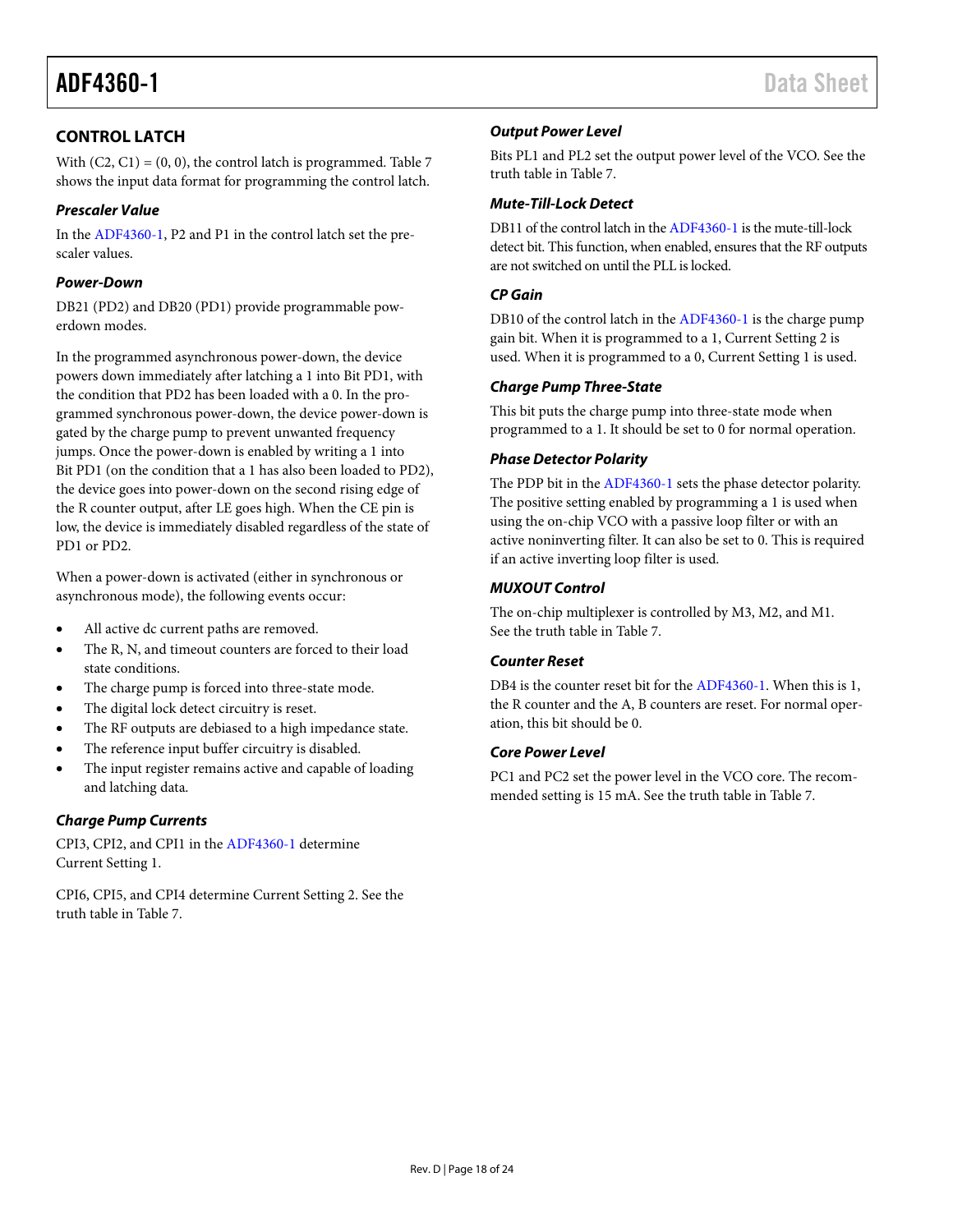## CONTROL LATCH

With (C2, C1) = (0, 0), the control latch is programmed. Table 7 shows the input data format for programming the control latch.

### *Prescaler Value*

In the ADF4360-1, P2 and P1 in the control latch set the prescaler values.

### *Power-Down*

DB21 (PD2) and DB20 (PD1) provide programmable powerdown modes.

In the programmed asynchronous power-down, the device powers down immediately after latching a 1 into Bit PD1, with the condition that PD2 has been loaded with a 0. In the programmed synchronous power-down, the device power-down is gated by the charge pump to prevent unwanted frequency jumps. Once the power-down is enabled by writing a 1 into Bit PD1 (on the condition that a 1 has also been loaded to PD2), the device goes into power-down on the second rising edge of the R counter output, after LE goes high. When the CE pin is low, the device is immediately disabled regardless of the state of PD1 or PD2.

When a power-down is activated (either in synchronous or asynchronous mode), the following events occur:

- All active dc current paths are removed.
- The R, N, and timeout counters are forced to their load state conditions.
- The charge pump is forced into three-state mode.
- The digital lock detect circuitry is reset.
- The RF outputs are debiased to a high impedance state.
- The reference input buffer circuitry is disabled.
- The input register remains active and capable of loading and latching data.

### *Charge Pump Currents*

CPI3, CPI2, and CPI1 in the ADF4360-1 determine Current Setting 1.

CPI6, CPI5, and CPI4 determine Current Setting 2. See the truth table in Table 7.

### *Output Power Level*

Bits PL1 and PL2 set the output power level of the VCO. See the truth table in Table 7.

### *Mute-Till-Lock Detect*

DB11 of the control latch in the ADF4360-1 is the mute-till-lock detect bit. This function, when enabled, ensures that the RF outputs are not switched on until the PLL is locked.

### *CP Gain*

DB10 of the control latch in the ADF4360-1 is the charge pump gain bit. When it is programmed to a 1, Current Setting 2 is used. When it is programmed to a 0, Current Setting 1 is used.

### *Charge Pump Three-State*

This bit puts the charge pump into three-state mode when programmed to a 1. It should be set to 0 for normal operation.

### *Phase Detector Polarity*

The PDP bit in the ADF4360-1 sets the phase detector polarity. The positive setting enabled by programming a 1 is used when using the on-chip VCO with a passive loop filter or with an active noninverting filter. It can also be set to 0. This is required if an active inverting loop filter is used.

### *MUXOUT Control*

The on-chip multiplexer is controlled by M3, M2, and M1. See the truth table in Table 7.

### *Counter Reset*

DB4 is the counter reset bit for the ADF4360-1. When this is 1, the R counter and the A, B counters are reset. For normal operation, this bit should be 0.

### *Core Power Level*

PC1 and PC2 set the power level in the VCO core. The recommended setting is 15 mA. See the truth table in Table 7.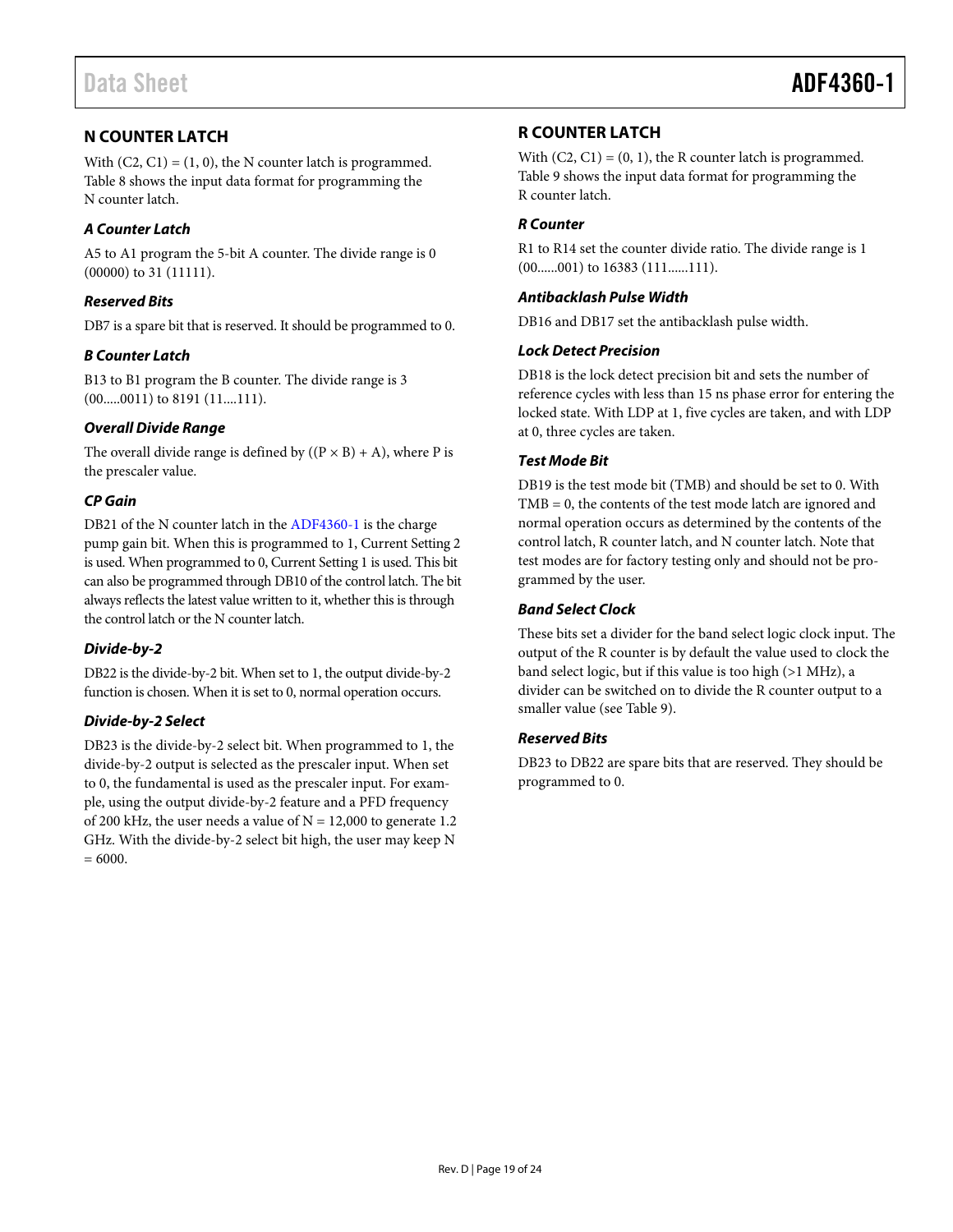## N COUNTER LATCH

With (C2, C1) = (1, 0), the N counter latch is programmed. Table 8 shows the input data format for programming the N counter latch.

### A Counter Latch

A5 to A1 program the 5-bit A counter. The divide range is 0 (00000) to 31 (11111).

### Reserved Bits

DB7 is a spare bit that is reserved. It should be programmed to 0.

### B Counter Latch

B13 to B1 program the B counter. The divide range is 3 (00.....0011) to 8191 (11....111).

### Overall Divide Range

The overall divide range is defined by $((P \times B) + A)$, where P is the prescaler value.

### CP Gain

DB21 of the N counter latch in the ADF4360-1 is the charge pump gain bit. When this is programmed to 1, Current Setting 2 is used. When programmed to 0, Current Setting 1 is used. This bit can also be programmed through DB10 of the control latch. The bit always reflects the latest value written to it, whether this is through the control latch or the N counter latch.

### Divide-by-2

DB22 is the divide-by-2 bit. When set to 1, the output divide-by-2 function is chosen. When it is set to 0, normal operation occurs.

### Divide-by-2 Select

DB23 is the divide-by-2 select bit. When programmed to 1, the divide-by-2 output is selected as the prescaler input. When set to 0, the fundamental is used as the prescaler input. For example, using the output divide-by-2 feature and a PFD frequency of 200 kHz, the user needs a value of N = 12,000 to generate 1.2 GHz. With the divide-by-2 select bit high, the user may keep N = 6000.

## R COUNTER LATCH

With (C2, C1) = (0, 1), the R counter latch is programmed. Table 9 shows the input data format for programming the R counter latch.

### R Counter

R1 to R14 set the counter divide ratio. The divide range is 1 (00......001) to 16383 (111......111).

### Antibacklash Pulse Width

DB16 and DB17 set the antibacklash pulse width.

### Lock Detect Precision

DB18 is the lock detect precision bit and sets the number of reference cycles with less than 15 ns phase error for entering the locked state. With LDP at 1, five cycles are taken, and with LDP at 0, three cycles are taken.

### Test Mode Bit

DB19 is the test mode bit (TMB) and should be set to 0. With TMB = 0, the contents of the test mode latch are ignored and normal operation occurs as determined by the contents of the control latch, R counter latch, and N counter latch. Note that test modes are for factory testing only and should not be programmed by the user.

### Band Select Clock

These bits set a divider for the band select logic clock input. The output of the R counter is by default the value used to clock the band select logic, but if this value is too high (>1 MHz), a divider can be switched on to divide the R counter output to a smaller value (see Table 9).

### Reserved Bits

DB23 to DB22 are spare bits that are reserved. They should be programmed to 0.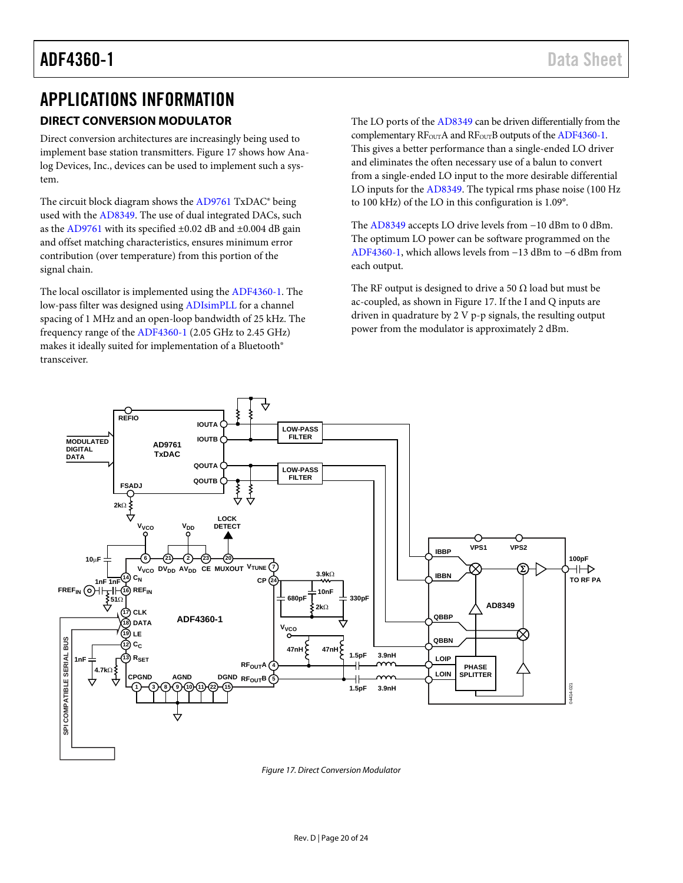# APPLICATIONS INFORMATION

## DIRECT CONVERSION MODULATOR

Direct conversion architectures are increasingly being used to implement base station transmitters. Figure 17 shows how Analog Devices, Inc., devices can be used to implement such a system.

The circuit block diagram shows the AD9761 TxDAC® being used with the AD8349. The use of dual integrated DACs, such as the AD9761 with its specified ±0.02 dB and ±0.004 dB gain and offset matching characteristics, ensures minimum error contribution (over temperature) from this portion of the signal chain.

The local oscillator is implemented using the ADF4360-1. The low-pass filter was designed using ADIsimPLL for a channel spacing of 1 MHz and an open-loop bandwidth of 25 kHz. The frequency range of the ADF4360-1 (2.05 GHz to 2.45 GHz) makes it ideally suited for implementation of a Bluetooth® transceiver.

The LO ports of the AD8349 can be driven differentially from the complementary $RF_{OUT}$A and $RF_{OUT}$B outputs of the ADF4360-1. This gives a better performance than a single-ended LO driver and eliminates the often necessary use of a balun to convert from a single-ended LO input to the more desirable differential LO inputs for the AD8349. The typical rms phase noise (100 Hz to 100 kHz) of the LO in this configuration is 1.09°.

The AD8349 accepts LO drive levels from −10 dBm to 0 dBm. The optimum LO power can be software programmed on the ADF4360-1, which allows levels from −13 dBm to −6 dBm from each output.

The RF output is designed to drive a 50 Ω load but must be ac-coupled, as shown in Figure 17. If the I and Q inputs are driven in quadrature by 2 V p-p signals, the resulting output power from the modulator is approximately 2 dBm.

*Figure 17. Direct Conversion Modulator*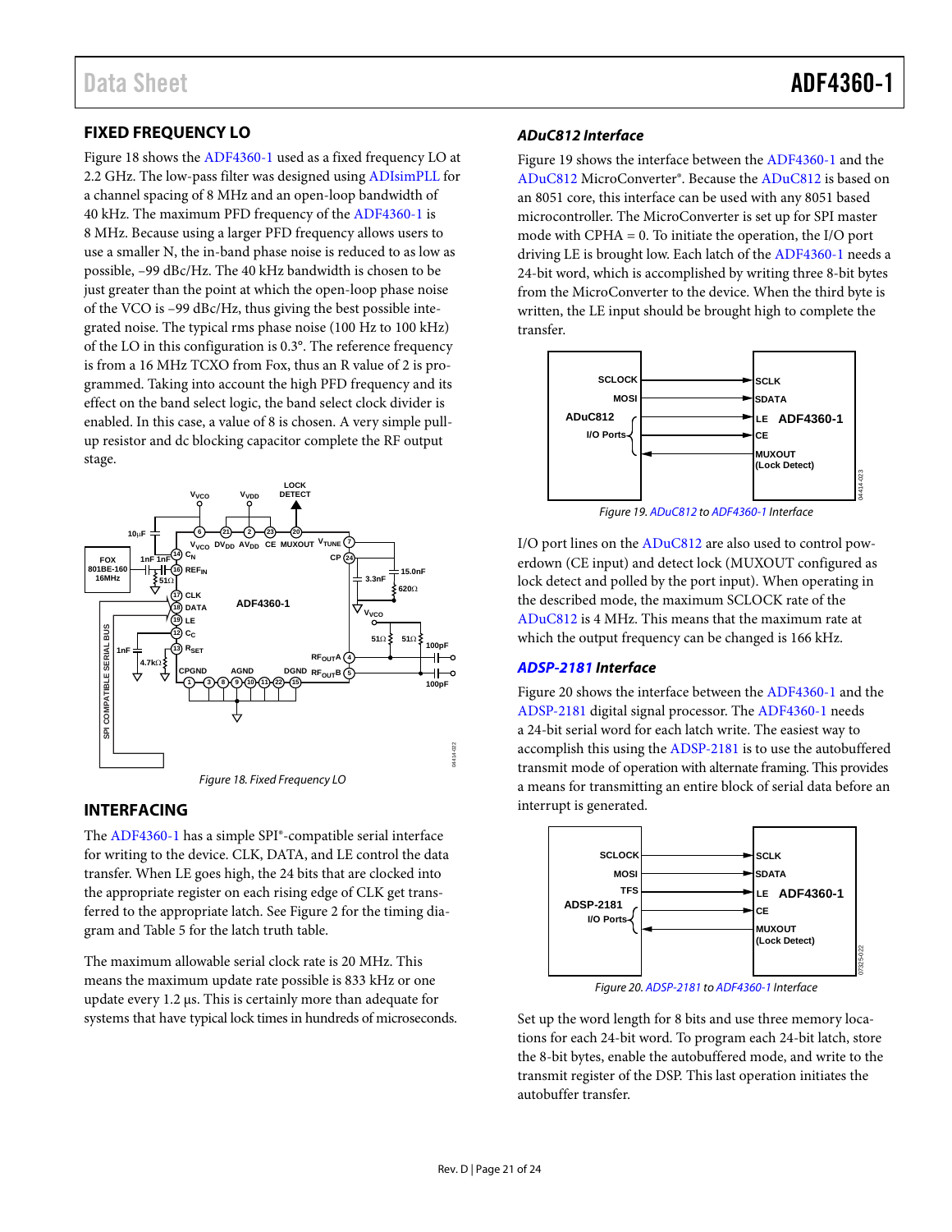## FIXED FREQUENCY LO

Figure 18 shows the ADF4360-1 used as a fixed frequency LO at 2.2 GHz. The low-pass filter was designed using ADIsimPLL for a channel spacing of 8 MHz and an open-loop bandwidth of 40 kHz. The maximum PFD frequency of the ADF4360-1 is 8 MHz. Because using a larger PFD frequency allows users to use a smaller N, the in-band phase noise is reduced to as low as possible, –99 dBc/Hz. The 40 kHz bandwidth is chosen to be just greater than the point at which the open-loop phase noise of the VCO is –99 dBc/Hz, thus giving the best possible integrated noise. The typical rms phase noise (100 Hz to 100 kHz) of the LO in this configuration is 0.3°. The reference frequency is from a 16 MHz TCXO from Fox, thus an R value of 2 is programmed. Taking into account the high PFD frequency and its effect on the band select logic, the band select clock divider is enabled. In this case, a value of 8 is chosen. A very simple pull-up resistor and dc blocking capacitor complete the RF output stage.

*Figure 18. Fixed Frequency LO*

## INTERFACING

The ADF4360-1 has a simple SPI®-compatible serial interface for writing to the device. CLK, DATA, and LE control the data transfer. When LE goes high, the 24 bits that are clocked into the appropriate register on each rising edge of CLK get transferred to the appropriate latch. See Figure 2 for the timing diagram and Table 5 for the latch truth table.

The maximum allowable serial clock rate is 20 MHz. This means the maximum update rate possible is 833 kHz or one update every 1.2 µs. This is certainly more than adequate for systems that have typical lock times in hundreds of microseconds.

### *ADuC812 Interface*

Figure 19 shows the interface between the ADF4360-1 and the ADuC812 MicroConverter®. Because the ADuC812 is based on an 8051 core, this interface can be used with any 8051 based microcontroller. The MicroConverter is set up for SPI master mode with CPHA = 0. To initiate the operation, the I/O port driving LE is brought low. Each latch of the ADF4360-1 needs a 24-bit word, which is accomplished by writing three 8-bit bytes from the MicroConverter to the device. When the third byte is written, the LE input should be brought high to complete the transfer.

*Figure 19. ADuC812 to ADF4360-1 Interface*

I/O port lines on the ADuC812 are also used to control powerdown (CE input) and detect lock (MUXOUT configured as lock detect and polled by the port input). When operating in the described mode, the maximum SCLOCK rate of the ADuC812 is 4 MHz. This means that the maximum rate at which the output frequency can be changed is 166 kHz.

### *ADSP-2181 Interface*

Figure 20 shows the interface between the ADF4360-1 and the ADSP-2181 digital signal processor. The ADF4360-1 needs a 24-bit serial word for each latch write. The easiest way to accomplish this using the ADSP-2181 is to use the autobuffered transmit mode of operation with alternate framing. This provides a means for transmitting an entire block of serial data before an interrupt is generated.

*Figure 20. ADSP-2181 to ADF4360-1 Interface*

Set up the word length for 8 bits and use three memory locations for each 24-bit word. To program each 24-bit latch, store the 8-bit bytes, enable the autobuffered mode, and write to the transmit register of the DSP. This last operation initiates the autobuffer transfer.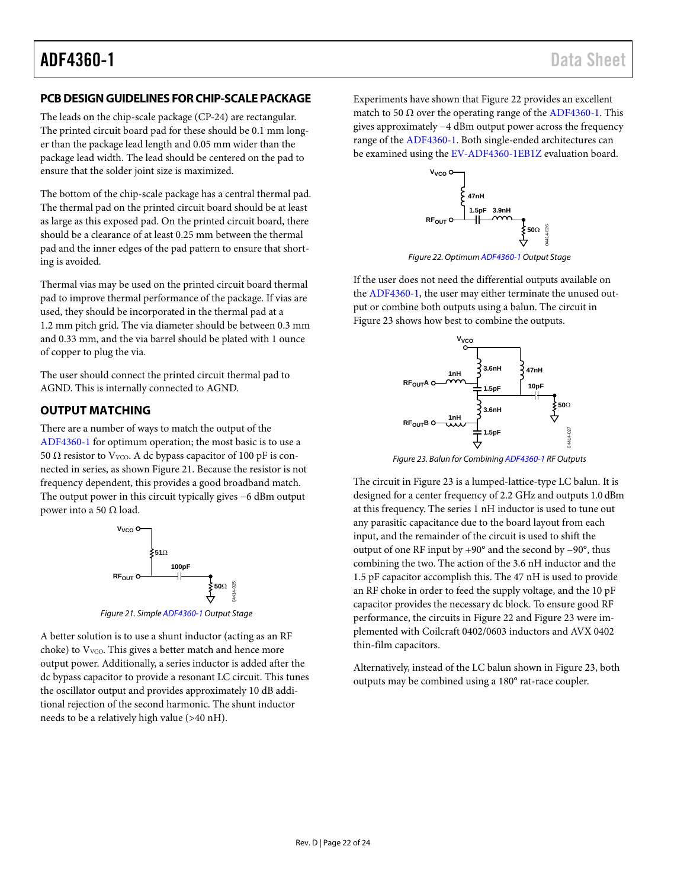## PCB DESIGN GUIDELINES FOR CHIP-SCALE PACKAGE

The leads on the chip-scale package (CP-24) are rectangular. The printed circuit board pad for these should be 0.1 mm longer than the package lead length and 0.05 mm wider than the package lead width. The lead should be centered on the pad to ensure that the solder joint size is maximized.

The bottom of the chip-scale package has a central thermal pad. The thermal pad on the printed circuit board should be at least as large as this exposed pad. On the printed circuit board, there should be a clearance of at least 0.25 mm between the thermal pad and the inner edges of the pad pattern to ensure that shorting is avoided.

Thermal vias may be used on the printed circuit board thermal pad to improve thermal performance of the package. If vias are used, they should be incorporated in the thermal pad at a 1.2 mm pitch grid. The via diameter should be between 0.3 mm and 0.33 mm, and the via barrel should be plated with 1 ounce of copper to plug the via.

The user should connect the printed circuit thermal pad to AGND. This is internally connected to AGND.

## OUTPUT MATCHING

There are a number of ways to match the output of the ADF4360-1 for optimum operation; the most basic is to use a 50 Ω resistor to $V_{VCO}$. A dc bypass capacitor of 100 pF is connected in series, as shown Figure 21. Because the resistor is not frequency dependent, this provides a good broadband match. The output power in this circuit typically gives −6 dBm output power into a 50 Ω load.

*Figure 21. Simple ADF4360-1 Output Stage*

A better solution is to use a shunt inductor (acting as an RF choke) to $V_{VCO}$. This gives a better match and hence more output power. Additionally, a series inductor is added after the dc bypass capacitor to provide a resonant LC circuit. This tunes the oscillator output and provides approximately 10 dB additional rejection of the second harmonic. The shunt inductor needs to be a relatively high value (>40 nH).

Experiments have shown that Figure 22 provides an excellent match to 50 Ω over the operating range of the ADF4360-1. This gives approximately −4 dBm output power across the frequency range of the ADF4360-1. Both single-ended architectures can be examined using the EV-ADF4360-1EB1Z evaluation board.

*Figure 22. Optimum ADF4360-1 Output Stage*

If the user does not need the differential outputs available on the ADF4360-1, the user may either terminate the unused output or combine both outputs using a balun. The circuit in Figure 23 shows how best to combine the outputs.

*Figure 23. Balun for Combining ADF4360-1 RF Outputs*

The circuit in Figure 23 is a lumped-lattice-type LC balun. It is designed for a center frequency of 2.2 GHz and outputs 1.0 dBm at this frequency. The series 1 nH inductor is used to tune out any parasitic capacitance due to the board layout from each input, and the remainder of the circuit is used to shift the output of one RF input by +90° and the second by −90°, thus combining the two. The action of the 3.6 nH inductor and the 1.5 pF capacitor accomplish this. The 47 nH is used to provide an RF choke in order to feed the supply voltage, and the 10 pF capacitor provides the necessary dc block. To ensure good RF performance, the circuits in Figure 22 and Figure 23 were implemented with Coilcraft 0402/0603 inductors and AVX 0402 thin-film capacitors.

Alternatively, instead of the LC balun shown in Figure 23, both outputs may be combined using a 180° rat-race coupler.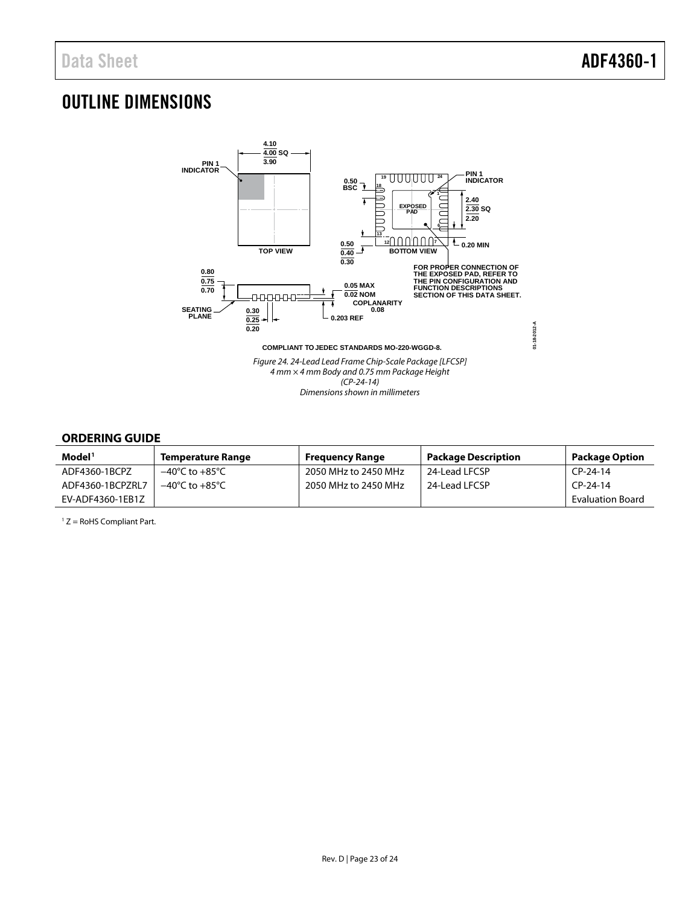# OUTLINE DIMENSIONS

COMPLIANT TO JEDEC STANDARDS MO-220-WGGD-8.

*Figure 24. 24-Lead Lead Frame Chip-Scale Package [LFCSP]*
*4 mm × 4 mm Body and 0.75 mm Package Height*
*(CP-24-14)*
*Dimensions shown in millimeters*

## ORDERING GUIDE

| Model[1] | Temperature Range | Frequency Range | Package Description | Package Option |
|---|---|---|---|---|
| ADF4360-1BCPZ | −40°C to +85°C | 2050 MHz to 2450 MHz | 24-Lead LFCSP | CP-24-14 |
| ADF4360-1BCPZRL7 | −40°C to +85°C | 2050 MHz to 2450 MHz | 24-Lead LFCSP | CP-24-14 |
| EV-ADF4360-1EB1Z | | | | Evaluation Board |

[1] Z = RoHS Compliant Part.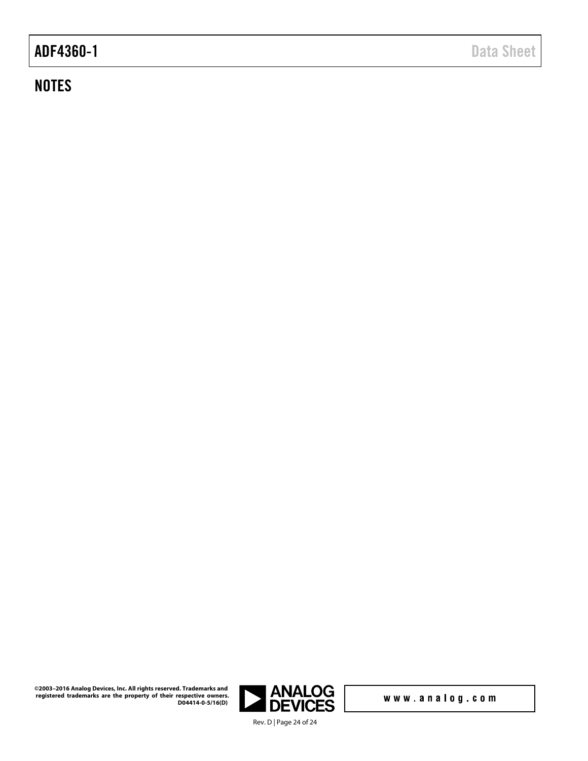## NOTES

©2003–2016 Analog Devices, Inc. All rights reserved. Trademarks and registered trademarks are the property of their respective owners.
D04414-0-5/16(D)

www.analog.com